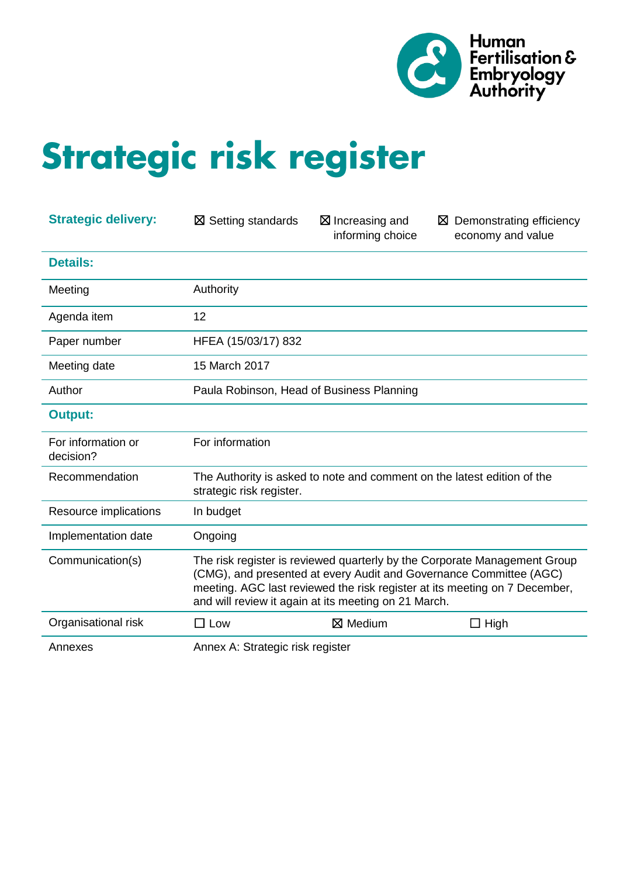Human Fertilisation & Embryology Authority

# Strategic risk register

| | | | |
|---|---|---|---|
| **Strategic delivery:** | ☒ Setting standards | ☒ Increasing and informing choice | ☒ Demonstrating efficiency economy and value |
| **Details:** | | | |
| Meeting | Authority | | |
| Agenda item | 12 | | |
| Paper number | HFEA (15/03/17) 832 | | |
| Meeting date | 15 March 2017 | | |
| Author | Paula Robinson, Head of Business Planning | | |
| **Output:** | | | |
| For information or decision? | For information | | |
| Recommendation | The Authority is asked to note and comment on the latest edition of the strategic risk register. | | |
| Resource implications | In budget | | |
| Implementation date | Ongoing | | |
| Communication(s) | The risk register is reviewed quarterly by the Corporate Management Group (CMG), and presented at every Audit and Governance Committee (AGC) meeting. AGC last reviewed the risk register at its meeting on 7 December, and will review it again at its meeting on 21 March. | | |
| Organisational risk | ☐ Low | ☒ Medium | ☐ High |
| Annexes | Annex A: Strategic risk register | | |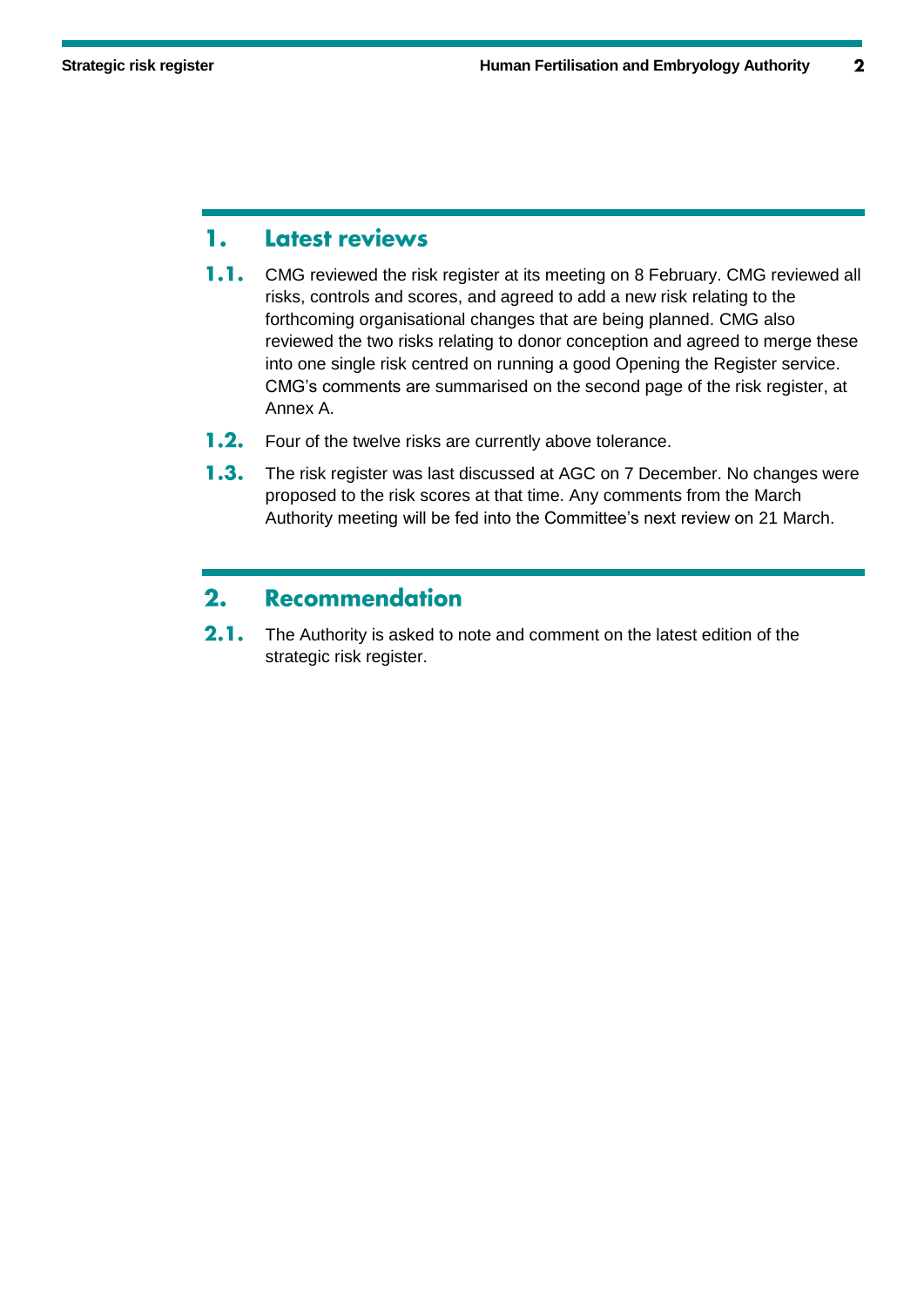## 1. Latest reviews

1.1. CMG reviewed the risk register at its meeting on 8 February. CMG reviewed all risks, controls and scores, and agreed to add a new risk relating to the forthcoming organisational changes that are being planned. CMG also reviewed the two risks relating to donor conception and agreed to merge these into one single risk centred on running a good Opening the Register service. CMG's comments are summarised on the second page of the risk register, at Annex A.

1.2. Four of the twelve risks are currently above tolerance.

1.3. The risk register was last discussed at AGC on 7 December. No changes were proposed to the risk scores at that time. Any comments from the March Authority meeting will be fed into the Committee's next review on 21 March.

## 2. Recommendation

2.1. The Authority is asked to note and comment on the latest edition of the strategic risk register.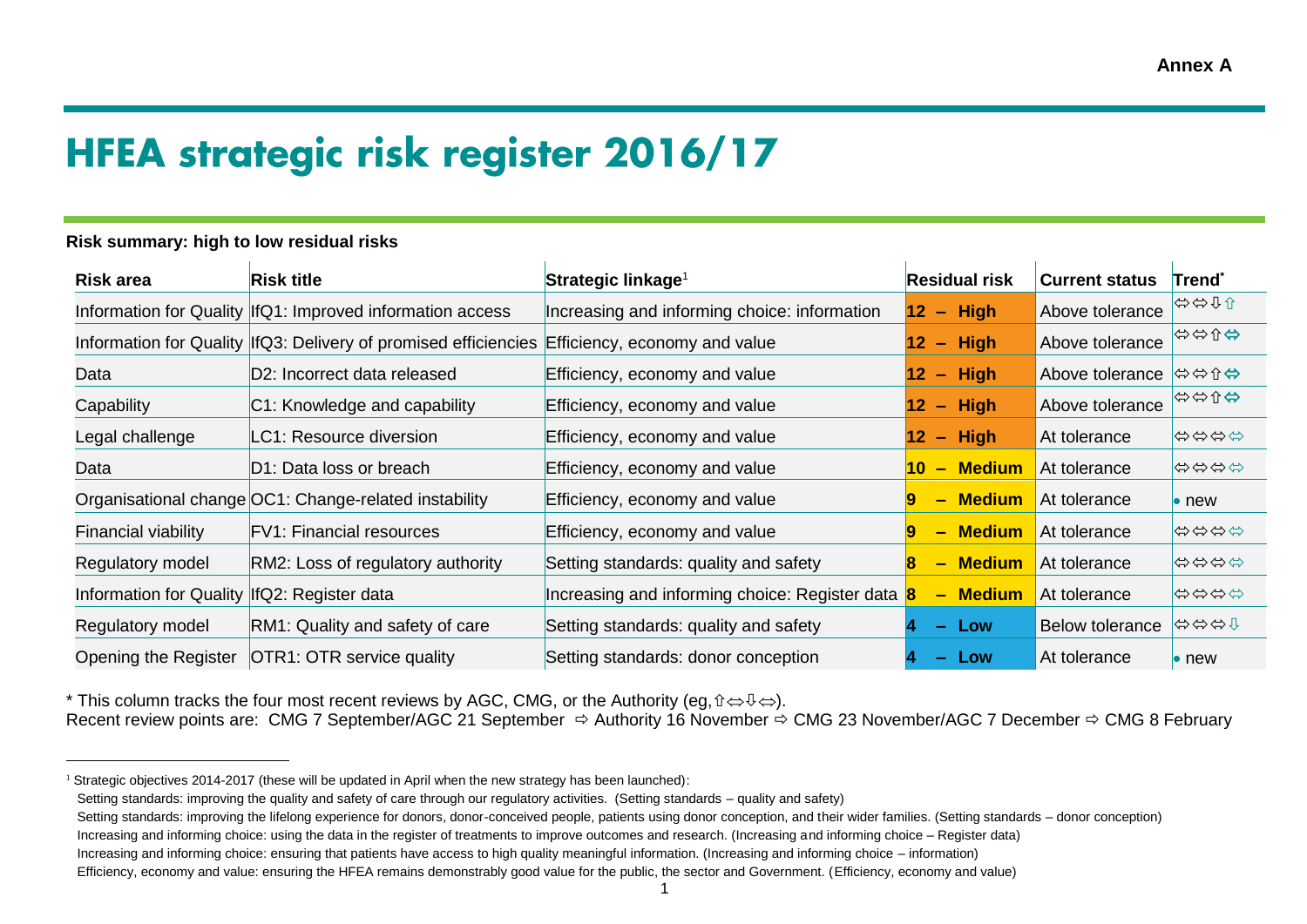**Annex A**

# HFEA strategic risk register 2016/17

**Risk summary: high to low residual risks**

| Risk area | Risk title | Strategic linkage[1] | Residual risk | Current status | Trend* |
|---|---|---|---|---|---|
| Information for Quality | IfQ1: Improved information access | Increasing and informing choice: information | 12 – High | Above tolerance | ⇔⇔⇩⇧ |
| Information for Quality | IfQ3: Delivery of promised efficiencies | Efficiency, economy and value | 12 – High | Above tolerance | ⇔⇔⇧⇔ |
| Data | D2: Incorrect data released | Efficiency, economy and value | 12 – High | Above tolerance | ⇔⇔⇧⇔ |
| Capability | C1: Knowledge and capability | Efficiency, economy and value | 12 – High | Above tolerance | ⇔⇔⇧⇔ |
| Legal challenge | LC1: Resource diversion | Efficiency, economy and value | 12 – High | At tolerance | ⇔⇔⇔⇔ |
| Data | D1: Data loss or breach | Efficiency, economy and value | 10 – Medium | At tolerance | ⇔⇔⇔⇔ |
| Organisational change | OC1: Change-related instability | Efficiency, economy and value | 9 – Medium | At tolerance | • new |
| Financial viability | FV1: Financial resources | Efficiency, economy and value | 9 – Medium | At tolerance | ⇔⇔⇔⇔ |
| Regulatory model | RM2: Loss of regulatory authority | Setting standards: quality and safety | 8 – Medium | At tolerance | ⇔⇔⇔⇔ |
| Information for Quality | IfQ2: Register data | Increasing and informing choice: Register data | 8 – Medium | At tolerance | ⇔⇔⇔⇔ |
| Regulatory model | RM1: Quality and safety of care | Setting standards: quality and safety | 4 – Low | Below tolerance | ⇔⇔⇔⇩ |
| Opening the Register | OTR1: OTR service quality | Setting standards: donor conception | 4 – Low | At tolerance | • new |

\* This column tracks the four most recent reviews by AGC, CMG, or the Authority (eg, ⇧⇔⇩⇔).
Recent review points are: CMG 7 September/AGC 21 September ⇨ Authority 16 November ⇨ CMG 23 November/AGC 7 December ⇨ CMG 8 February

[1] Strategic objectives 2014-2017 (these will be updated in April when the new strategy has been launched):

Setting standards: improving the quality and safety of care through our regulatory activities. (Setting standards – quality and safety)

Setting standards: improving the lifelong experience for donors, donor-conceived people, patients using donor conception, and their wider families. (Setting standards – donor conception)

Increasing and informing choice: using the data in the register of treatments to improve outcomes and research. (Increasing and informing choice – Register data)

Increasing and informing choice: ensuring that patients have access to high quality meaningful information. (Increasing and informing choice – information)

Efficiency, economy and value: ensuring the HFEA remains demonstrably good value for the public, the sector and Government. (Efficiency, economy and value)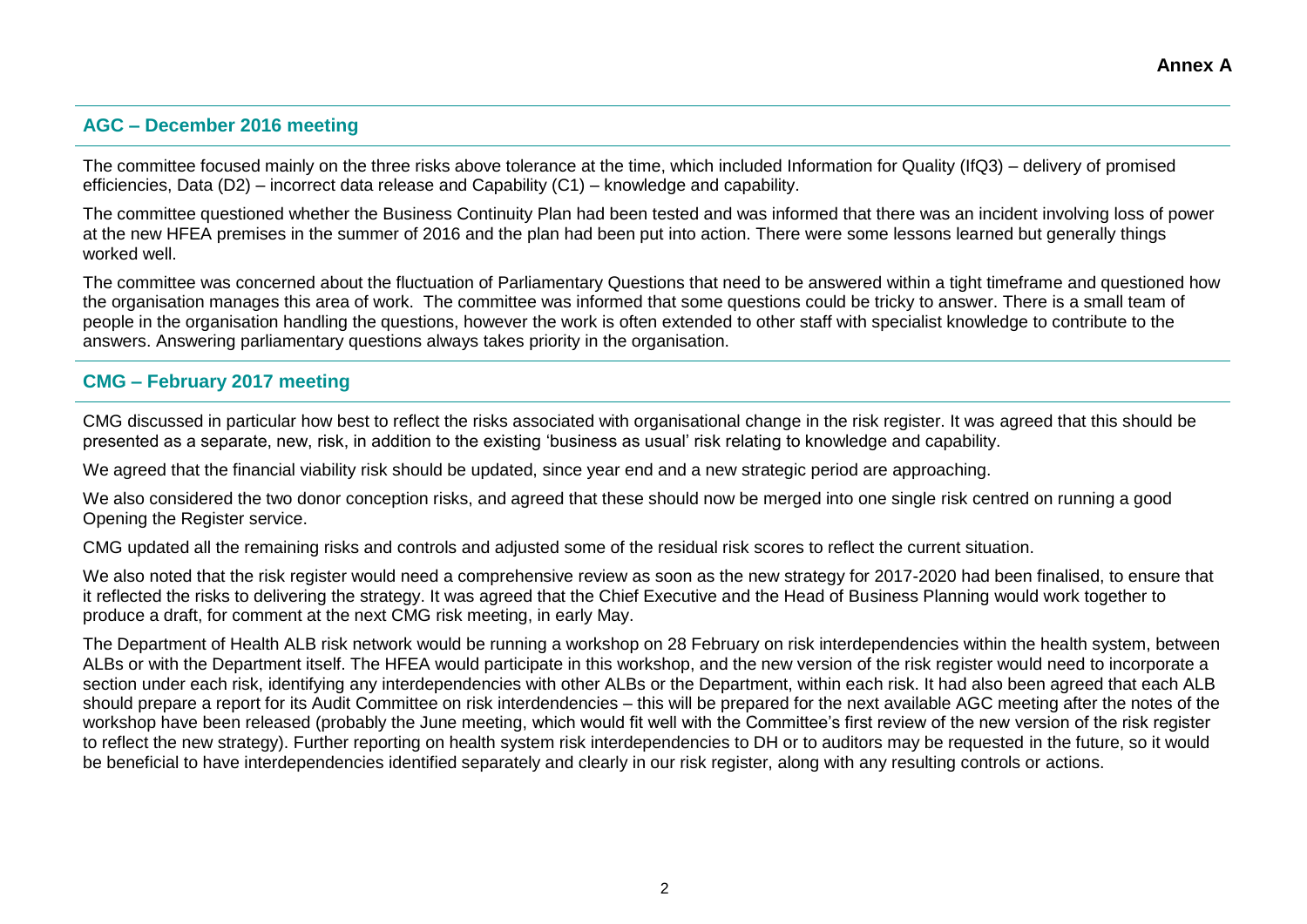**Annex A**

## AGC – December 2016 meeting

The committee focused mainly on the three risks above tolerance at the time, which included Information for Quality (IfQ3) – delivery of promised efficiencies, Data (D2) – incorrect data release and Capability (C1) – knowledge and capability.

The committee questioned whether the Business Continuity Plan had been tested and was informed that there was an incident involving loss of power at the new HFEA premises in the summer of 2016 and the plan had been put into action. There were some lessons learned but generally things worked well.

The committee was concerned about the fluctuation of Parliamentary Questions that need to be answered within a tight timeframe and questioned how the organisation manages this area of work. The committee was informed that some questions could be tricky to answer. There is a small team of people in the organisation handling the questions, however the work is often extended to other staff with specialist knowledge to contribute to the answers. Answering parliamentary questions always takes priority in the organisation.

## CMG – February 2017 meeting

CMG discussed in particular how best to reflect the risks associated with organisational change in the risk register. It was agreed that this should be presented as a separate, new, risk, in addition to the existing 'business as usual' risk relating to knowledge and capability.

We agreed that the financial viability risk should be updated, since year end and a new strategic period are approaching.

We also considered the two donor conception risks, and agreed that these should now be merged into one single risk centred on running a good Opening the Register service.

CMG updated all the remaining risks and controls and adjusted some of the residual risk scores to reflect the current situation.

We also noted that the risk register would need a comprehensive review as soon as the new strategy for 2017-2020 had been finalised, to ensure that it reflected the risks to delivering the strategy. It was agreed that the Chief Executive and the Head of Business Planning would work together to produce a draft, for comment at the next CMG risk meeting, in early May.

The Department of Health ALB risk network would be running a workshop on 28 February on risk interdependencies within the health system, between ALBs or with the Department itself. The HFEA would participate in this workshop, and the new version of the risk register would need to incorporate a section under each risk, identifying any interdependencies with other ALBs or the Department, within each risk. It had also been agreed that each ALB should prepare a report for its Audit Committee on risk interdendencies – this will be prepared for the next available AGC meeting after the notes of the workshop have been released (probably the June meeting, which would fit well with the Committee's first review of the new version of the risk register to reflect the new strategy). Further reporting on health system risk interdependencies to DH or to auditors may be requested in the future, so it would be beneficial to have interdependencies identified separately and clearly in our risk register, along with any resulting controls or actions.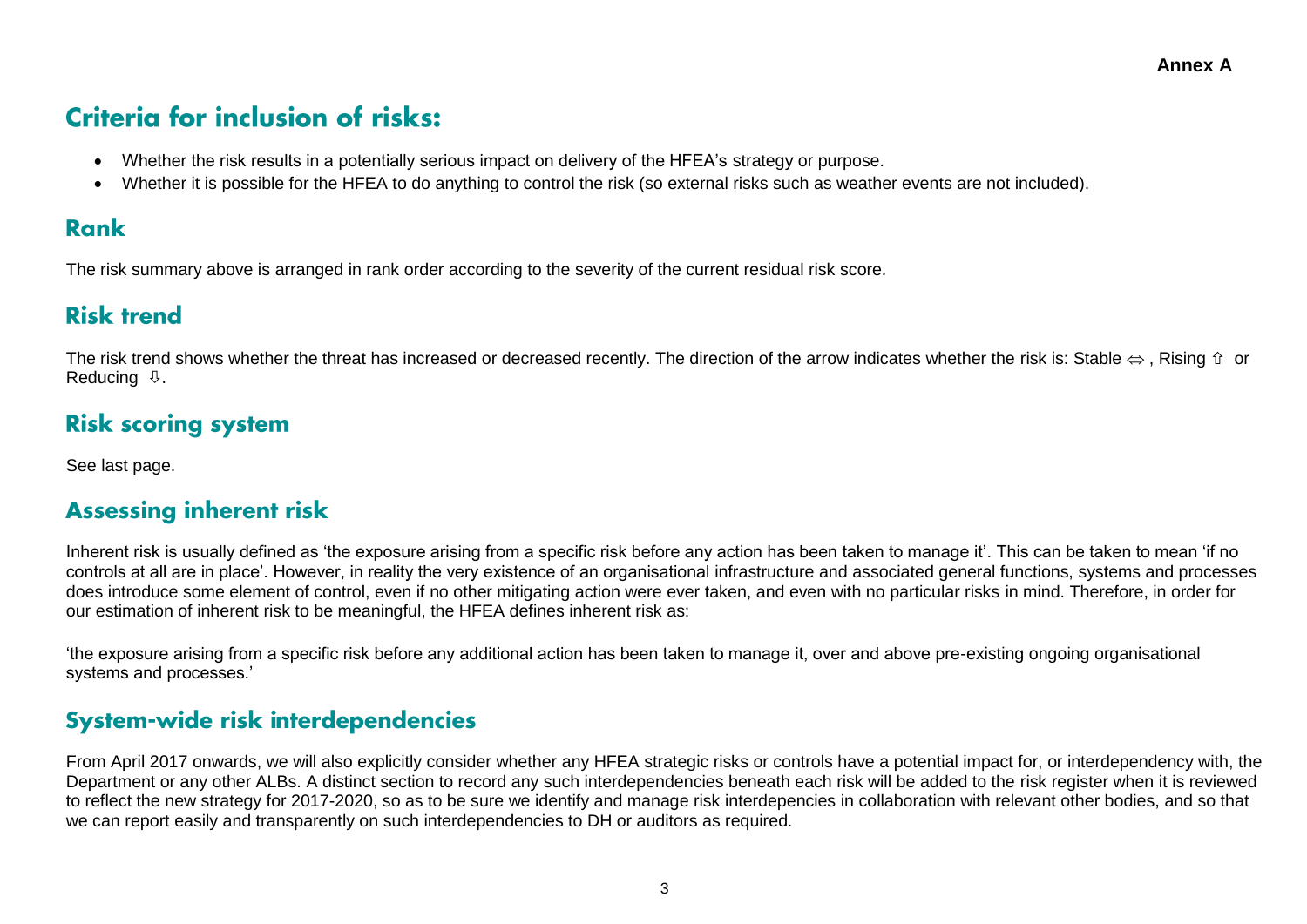**Annex A**

# Criteria for inclusion of risks:

- Whether the risk results in a potentially serious impact on delivery of the HFEA's strategy or purpose.
- Whether it is possible for the HFEA to do anything to control the risk (so external risks such as weather events are not included).

## Rank

The risk summary above is arranged in rank order according to the severity of the current residual risk score.

## Risk trend

The risk trend shows whether the threat has increased or decreased recently. The direction of the arrow indicates whether the risk is: Stable ⇔ , Rising ⇧ or Reducing ⇩.

## Risk scoring system

See last page.

## Assessing inherent risk

Inherent risk is usually defined as 'the exposure arising from a specific risk before any action has been taken to manage it'. This can be taken to mean 'if no controls at all are in place'. However, in reality the very existence of an organisational infrastructure and associated general functions, systems and processes does introduce some element of control, even if no other mitigating action were ever taken, and even with no particular risks in mind. Therefore, in order for our estimation of inherent risk to be meaningful, the HFEA defines inherent risk as:

'the exposure arising from a specific risk before any additional action has been taken to manage it, over and above pre-existing ongoing organisational systems and processes.'

## System-wide risk interdependencies

From April 2017 onwards, we will also explicitly consider whether any HFEA strategic risks or controls have a potential impact for, or interdependency with, the Department or any other ALBs. A distinct section to record any such interdependencies beneath each risk will be added to the risk register when it is reviewed to reflect the new strategy for 2017-2020, so as to be sure we identify and manage risk interdepencies in collaboration with relevant other bodies, and so that we can report easily and transparently on such interdependencies to DH or auditors as required.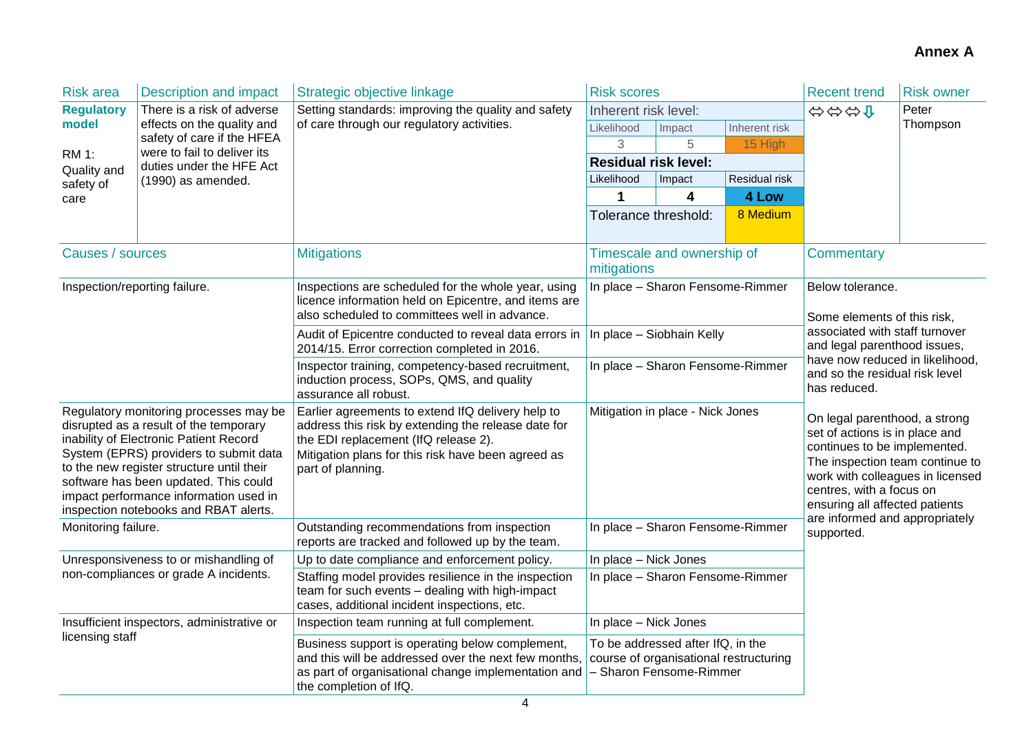**Annex A**

| Risk area | Description and impact | Strategic objective linkage | Risk scores | | | Recent trend | Risk owner |
|---|---|---|---|---|---|---|---|
| **Regulatory model**<br><br>RM 1:<br>Quality and safety of care | There is a risk of adverse effects on the quality and safety of care if the HFEA were to fail to deliver its duties under the HFE Act (1990) as amended. | Setting standards: improving the quality and safety of care through our regulatory activities. | Inherent risk level: | | | ⇔⇔⇔⇩ | Peter Thompson |
| | | | Likelihood | Impact | Inherent risk | | |
| | | | 3 | 5 | 15 High | | |
| | | | **Residual risk level:** | | | | |
| | | | Likelihood | Impact | Residual risk | | |
| | | | **1** | **4** | **4 Low** | | |
| | | | Tolerance threshold: | | 8 Medium | | |

| Causes / sources | Mitigations | Timescale and ownership of mitigations | Commentary |
|---|---|---|---|
| Inspection/reporting failure. | Inspections are scheduled for the whole year, using licence information held on Epicentre, and items are also scheduled to committees well in advance. | In place – Sharon Fensome-Rimmer | Below tolerance.<br><br>Some elements of this risk, associated with staff turnover and legal parenthood issues, have now reduced in likelihood, and so the residual risk level has reduced.<br><br>On legal parenthood, a strong set of actions is in place and continues to be implemented. The inspection team continue to work with colleagues in licensed centres, with a focus on ensuring all affected patients are informed and appropriately supported. |
| | Audit of Epicentre conducted to reveal data errors in 2014/15. Error correction completed in 2016. | In place – Siobhain Kelly | |
| | Inspector training, competency-based recruitment, induction process, SOPs, QMS, and quality assurance all robust. | In place – Sharon Fensome-Rimmer | |
| Regulatory monitoring processes may be disrupted as a result of the temporary inability of Electronic Patient Record System (EPRS) providers to submit data to the new register structure until their software has been updated. This could impact performance information used in inspection notebooks and RBAT alerts. | Earlier agreements to extend IfQ delivery help to address this risk by extending the release date for the EDI replacement (IfQ release 2).<br>Mitigation plans for this risk have been agreed as part of planning. | Mitigation in place - Nick Jones | |
| Monitoring failure. | Outstanding recommendations from inspection reports are tracked and followed up by the team. | In place – Sharon Fensome-Rimmer | |
| Unresponsiveness to or mishandling of non-compliances or grade A incidents. | Up to date compliance and enforcement policy. | In place – Nick Jones | |
| | Staffing model provides resilience in the inspection team for such events – dealing with high-impact cases, additional incident inspections, etc. | In place – Sharon Fensome-Rimmer | |
| Insufficient inspectors, administrative or licensing staff | Inspection team running at full complement. | In place – Nick Jones | |
| | Business support is operating below complement, and this will be addressed over the next few months, as part of organisational change implementation and the completion of IfQ. | To be addressed after IfQ, in the course of organisational restructuring – Sharon Fensome-Rimmer | |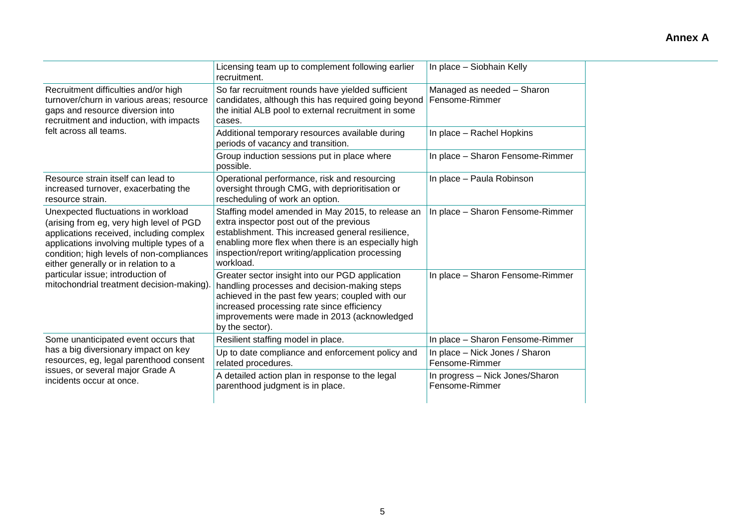**Annex A**

| | | |
|---|---|---|
| | Licensing team up to complement following earlier recruitment. | In place – Siobhain Kelly |
| Recruitment difficulties and/or high turnover/churn in various areas; resource gaps and resource diversion into recruitment and induction, with impacts felt across all teams. | So far recruitment rounds have yielded sufficient candidates, although this has required going beyond the initial ALB pool to external recruitment in some cases. | Managed as needed – Sharon Fensome-Rimmer |
| | Additional temporary resources available during periods of vacancy and transition. | In place – Rachel Hopkins |
| | Group induction sessions put in place where possible. | In place – Sharon Fensome-Rimmer |
| Resource strain itself can lead to increased turnover, exacerbating the resource strain. | Operational performance, risk and resourcing oversight through CMG, with deprioritisation or rescheduling of work an option. | In place – Paula Robinson |
| Unexpected fluctuations in workload (arising from eg, very high level of PGD applications received, including complex applications involving multiple types of a condition; high levels of non-compliances either generally or in relation to a particular issue; introduction of mitochondrial treatment decision-making). | Staffing model amended in May 2015, to release an extra inspector post out of the previous establishment. This increased general resilience, enabling more flex when there is an especially high inspection/report writing/application processing workload. | In place – Sharon Fensome-Rimmer |
| | Greater sector insight into our PGD application handling processes and decision-making steps achieved in the past few years; coupled with our increased processing rate since efficiency improvements were made in 2013 (acknowledged by the sector). | In place – Sharon Fensome-Rimmer |
| Some unanticipated event occurs that has a big diversionary impact on key resources, eg, legal parenthood consent issues, or several major Grade A incidents occur at once. | Resilient staffing model in place. | In place – Sharon Fensome-Rimmer |
| | Up to date compliance and enforcement policy and related procedures. | In place – Nick Jones / Sharon Fensome-Rimmer |
| | A detailed action plan in response to the legal parenthood judgment is in place. | In progress – Nick Jones/Sharon Fensome-Rimmer |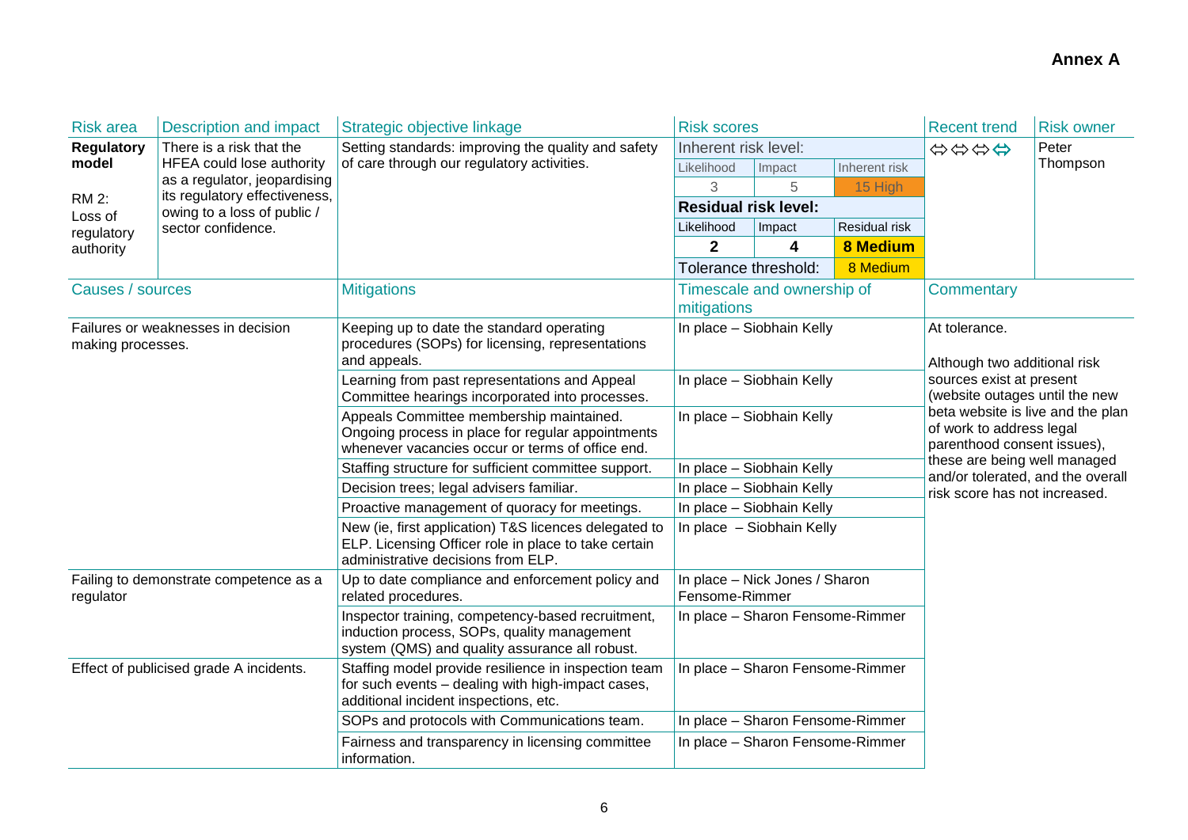**Annex A**

| Risk area | Description and impact | Strategic objective linkage | Risk scores | | | Recent trend | Risk owner |
|---|---|---|---|---|---|---|---|
| **Regulatory model**<br><br>RM 2:<br>Loss of regulatory authority | There is a risk that the HFEA could lose authority as a regulator, jeopardising its regulatory effectiveness, owing to a loss of public / sector confidence. | Setting standards: improving the quality and safety of care through our regulatory activities. | Inherent risk level: | | | ⇔⇔⇔⇔ | Peter Thompson |
| | | | Likelihood | Impact | Inherent risk | | |
| | | | 3 | 5 | 15 High | | |
| | | | **Residual risk level:** | | | | |
| | | | Likelihood | Impact | Residual risk | | |
| | | | **2** | **4** | **8 Medium** | | |
| | | | Tolerance threshold: | | 8 Medium | | |

| Causes / sources | Mitigations | Timescale and ownership of mitigations | Commentary |
|---|---|---|---|
| Failures or weaknesses in decision making processes. | Keeping up to date the standard operating procedures (SOPs) for licensing, representations and appeals. | In place – Siobhain Kelly | At tolerance.<br><br>Although two additional risk sources exist at present (website outages until the new beta website is live and the plan of work to address legal parenthood consent issues), these are being well managed and/or tolerated, and the overall risk score has not increased. |
| | Learning from past representations and Appeal Committee hearings incorporated into processes. | In place – Siobhain Kelly | |
| | Appeals Committee membership maintained. Ongoing process in place for regular appointments whenever vacancies occur or terms of office end. | In place – Siobhain Kelly | |
| | Staffing structure for sufficient committee support. | In place – Siobhain Kelly | |
| | Decision trees; legal advisers familiar. | In place – Siobhain Kelly | |
| | Proactive management of quoracy for meetings. | In place – Siobhain Kelly | |
| | New (ie, first application) T&S licences delegated to ELP. Licensing Officer role in place to take certain administrative decisions from ELP. | In place – Siobhain Kelly | |
| Failing to demonstrate competence as a regulator | Up to date compliance and enforcement policy and related procedures. | In place – Nick Jones / Sharon Fensome-Rimmer | |
| | Inspector training, competency-based recruitment, induction process, SOPs, quality management system (QMS) and quality assurance all robust. | In place – Sharon Fensome-Rimmer | |
| Effect of publicised grade A incidents. | Staffing model provide resilience in inspection team for such events – dealing with high-impact cases, additional incident inspections, etc. | In place – Sharon Fensome-Rimmer | |
| | SOPs and protocols with Communications team. | In place – Sharon Fensome-Rimmer | |
| | Fairness and transparency in licensing committee information. | In place – Sharon Fensome-Rimmer | |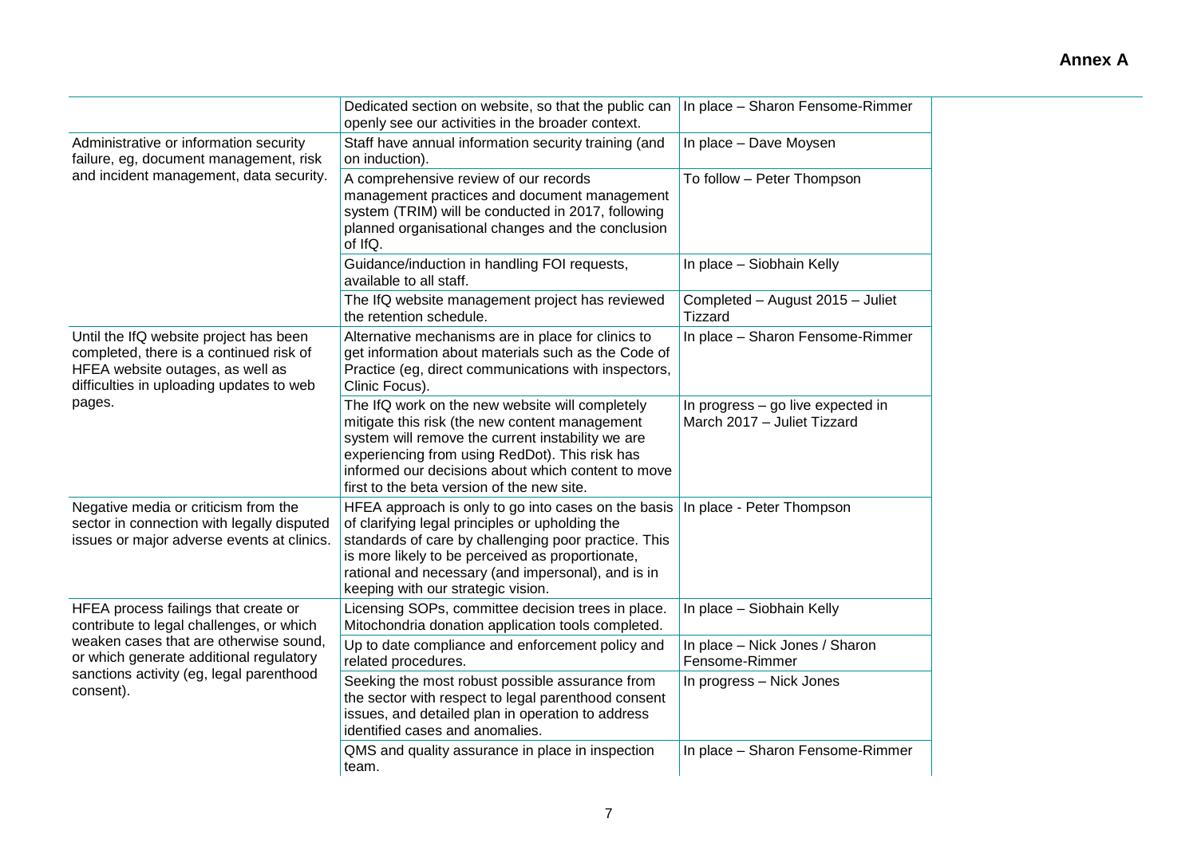**Annex A**

| | | | |
|---|---|---|---|
| | Dedicated section on website, so that the public can openly see our activities in the broader context. | In place – Sharon Fensome-Rimmer | |
| Administrative or information security failure, eg, document management, risk and incident management, data security. | Staff have annual information security training (and on induction). | In place – Dave Moysen | |
| | A comprehensive review of our records management practices and document management system (TRIM) will be conducted in 2017, following planned organisational changes and the conclusion of IfQ. | To follow – Peter Thompson | |
| | Guidance/induction in handling FOI requests, available to all staff. | In place – Siobhain Kelly | |
| | The IfQ website management project has reviewed the retention schedule. | Completed – August 2015 – Juliet Tizzard | |
| Until the IfQ website project has been completed, there is a continued risk of HFEA website outages, as well as difficulties in uploading updates to web pages. | Alternative mechanisms are in place for clinics to get information about materials such as the Code of Practice (eg, direct communications with inspectors, Clinic Focus). | In place – Sharon Fensome-Rimmer | |
| | The IfQ work on the new website will completely mitigate this risk (the new content management system will remove the current instability we are experiencing from using RedDot). This risk has informed our decisions about which content to move first to the beta version of the new site. | In progress – go live expected in March 2017 – Juliet Tizzard | |
| Negative media or criticism from the sector in connection with legally disputed issues or major adverse events at clinics. | HFEA approach is only to go into cases on the basis of clarifying legal principles or upholding the standards of care by challenging poor practice. This is more likely to be perceived as proportionate, rational and necessary (and impersonal), and is in keeping with our strategic vision. | In place - Peter Thompson | |
| HFEA process failings that create or contribute to legal challenges, or which weaken cases that are otherwise sound, or which generate additional regulatory sanctions activity (eg, legal parenthood consent). | Licensing SOPs, committee decision trees in place. Mitochondria donation application tools completed. | In place – Siobhain Kelly | |
| | Up to date compliance and enforcement policy and related procedures. | In place – Nick Jones / Sharon Fensome-Rimmer | |
| | Seeking the most robust possible assurance from the sector with respect to legal parenthood consent issues, and detailed plan in operation to address identified cases and anomalies. | In progress – Nick Jones | |
| | QMS and quality assurance in place in inspection team. | In place – Sharon Fensome-Rimmer | |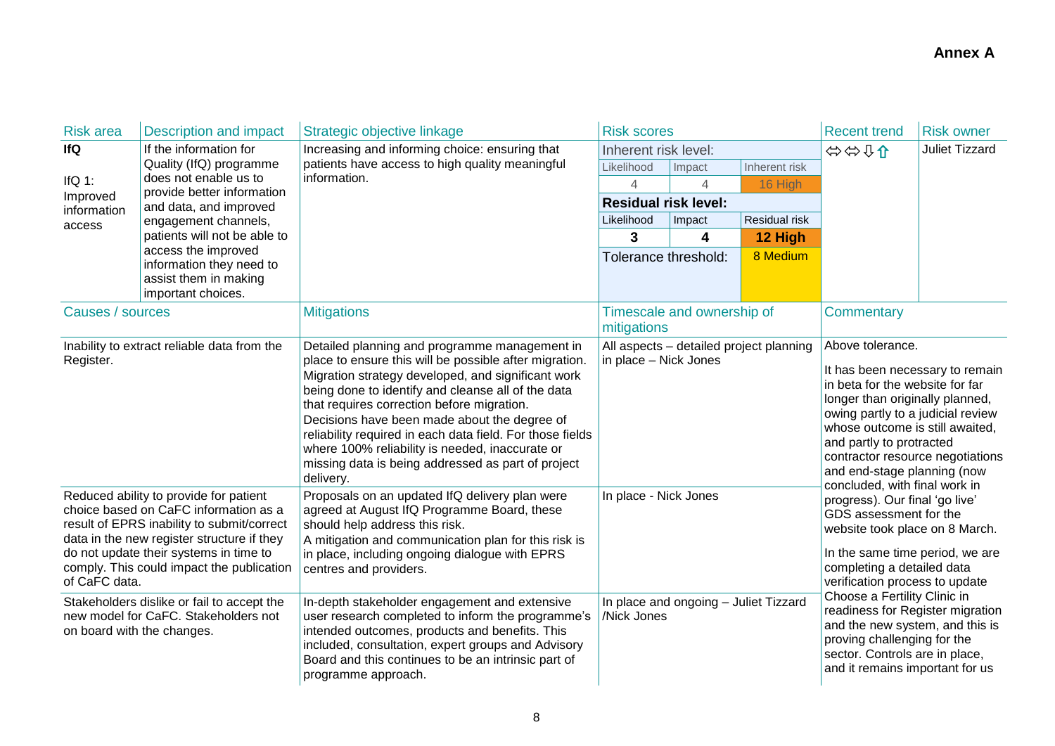**Annex A**

| Risk area | Description and impact | Strategic objective linkage | Risk scores | | | Recent trend | Risk owner |
|---|---|---|---|---|---|---|---|
| **IfQ**<br><br>IfQ 1: Improved information access | If the information for Quality (IfQ) programme does not enable us to provide better information and data, and improved engagement channels, patients will not be able to access the improved information they need to assist them in making important choices. | Increasing and informing choice: ensuring that patients have access to high quality meaningful information. | Inherent risk level: | | | ⇔⇔⇩⇧ | Juliet Tizzard |
| | | | Likelihood | Impact | Inherent risk | | |
| | | | 4 | 4 | 16 High | | |
| | | | **Residual risk level:** | | | | |
| | | | Likelihood | Impact | Residual risk | | |
| | | | **3** | **4** | **12 High** | | |
| | | | Tolerance threshold: | | 8 Medium | | |

| Causes / sources | Mitigations | Timescale and ownership of mitigations | Commentary |
|---|---|---|---|
| Inability to extract reliable data from the Register. | Detailed planning and programme management in place to ensure this will be possible after migration. Migration strategy developed, and significant work being done to identify and cleanse all of the data that requires correction before migration. Decisions have been made about the degree of reliability required in each data field. For those fields where 100% reliability is needed, inaccurate or missing data is being addressed as part of project delivery. | All aspects – detailed project planning in place – Nick Jones | Above tolerance.<br><br>It has been necessary to remain in beta for the website for far longer than originally planned, owing partly to a judicial review whose outcome is still awaited, and partly to protracted contractor resource negotiations and end-stage planning (now concluded, with final work in progress). Our final 'go live' GDS assessment for the website took place on 8 March.<br><br>In the same time period, we are completing a detailed data verification process to update Choose a Fertility Clinic in readiness for Register migration and the new system, and this is proving challenging for the sector. Controls are in place, and it remains important for us |
| Reduced ability to provide for patient choice based on CaFC information as a result of EPRS inability to submit/correct data in the new register structure if they do not update their systems in time to comply. This could impact the publication of CaFC data. | Proposals on an updated IfQ delivery plan were agreed at August IfQ Programme Board, these should help address this risk.<br>A mitigation and communication plan for this risk is in place, including ongoing dialogue with EPRS centres and providers. | In place - Nick Jones | |
| Stakeholders dislike or fail to accept the new model for CaFC. Stakeholders not on board with the changes. | In-depth stakeholder engagement and extensive user research completed to inform the programme's intended outcomes, products and benefits. This included, consultation, expert groups and Advisory Board and this continues to be an intrinsic part of programme approach. | In place and ongoing – Juliet Tizzard /Nick Jones | |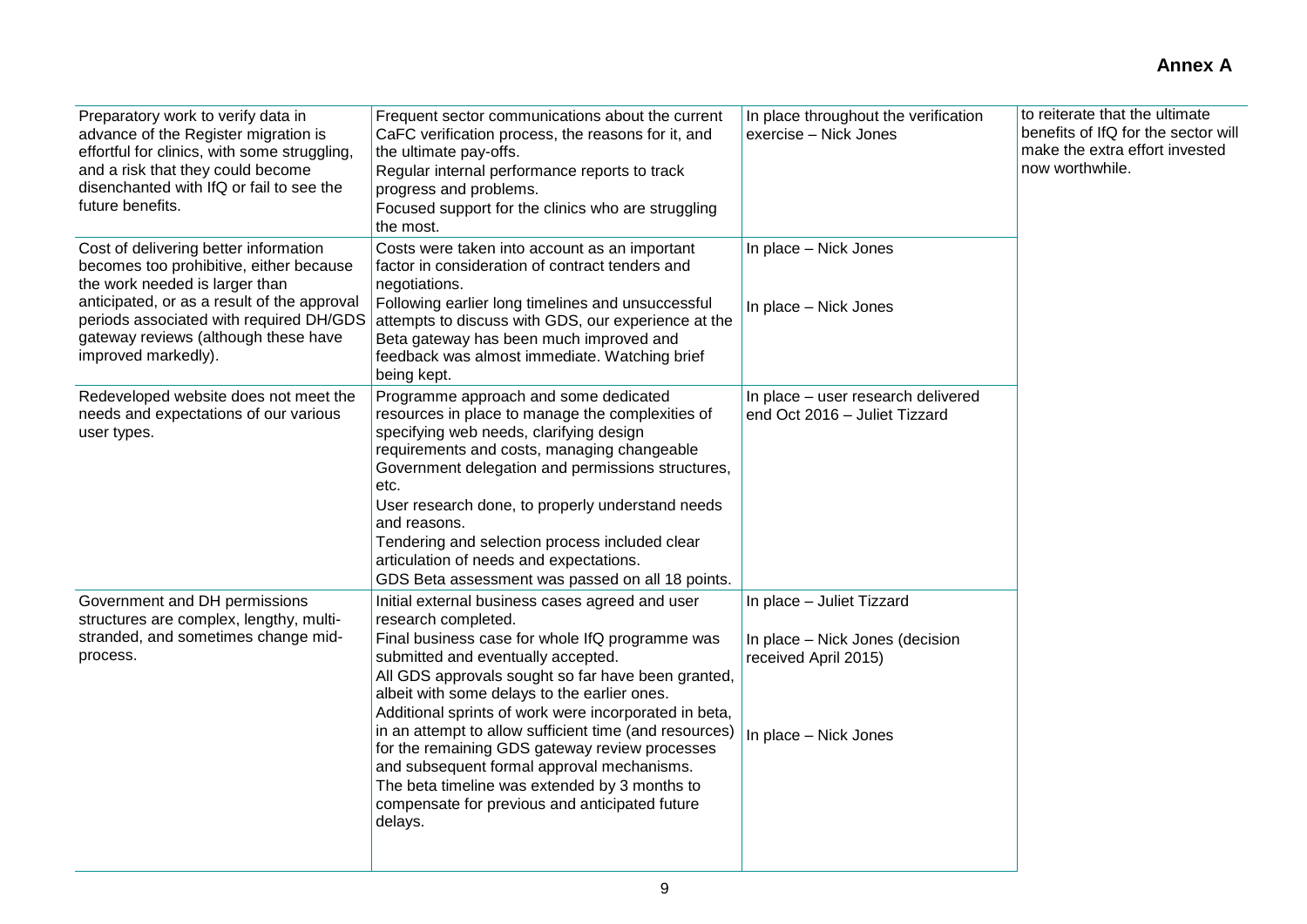**Annex A**

| | | | |
|---|---|---|---|
| Preparatory work to verify data in advance of the Register migration is effortful for clinics, with some struggling, and a risk that they could become disenchanted with IfQ or fail to see the future benefits. | Frequent sector communications about the current CaFC verification process, the reasons for it, and the ultimate pay-offs.<br>Regular internal performance reports to track progress and problems.<br>Focused support for the clinics who are struggling the most. | In place throughout the verification exercise – Nick Jones | to reiterate that the ultimate benefits of IfQ for the sector will make the extra effort invested now worthwhile. |
| Cost of delivering better information becomes too prohibitive, either because the work needed is larger than anticipated, or as a result of the approval periods associated with required DH/GDS gateway reviews (although these have improved markedly). | Costs were taken into account as an important factor in consideration of contract tenders and negotiations.<br>Following earlier long timelines and unsuccessful attempts to discuss with GDS, our experience at the Beta gateway has been much improved and feedback was almost immediate. Watching brief being kept. | In place – Nick Jones<br><br>In place – Nick Jones | |
| Redeveloped website does not meet the needs and expectations of our various user types. | Programme approach and some dedicated resources in place to manage the complexities of specifying web needs, clarifying design requirements and costs, managing changeable Government delegation and permissions structures, etc.<br>User research done, to properly understand needs and reasons.<br>Tendering and selection process included clear articulation of needs and expectations.<br>GDS Beta assessment was passed on all 18 points. | In place – user research delivered end Oct 2016 – Juliet Tizzard | |
| Government and DH permissions structures are complex, lengthy, multi-stranded, and sometimes change mid-process. | Initial external business cases agreed and user research completed.<br>Final business case for whole IfQ programme was submitted and eventually accepted.<br>All GDS approvals sought so far have been granted, albeit with some delays to the earlier ones.<br>Additional sprints of work were incorporated in beta, in an attempt to allow sufficient time (and resources) for the remaining GDS gateway review processes and subsequent formal approval mechanisms.<br>The beta timeline was extended by 3 months to compensate for previous and anticipated future delays. | In place – Juliet Tizzard<br><br>In place – Nick Jones (decision received April 2015)<br><br>In place – Nick Jones | |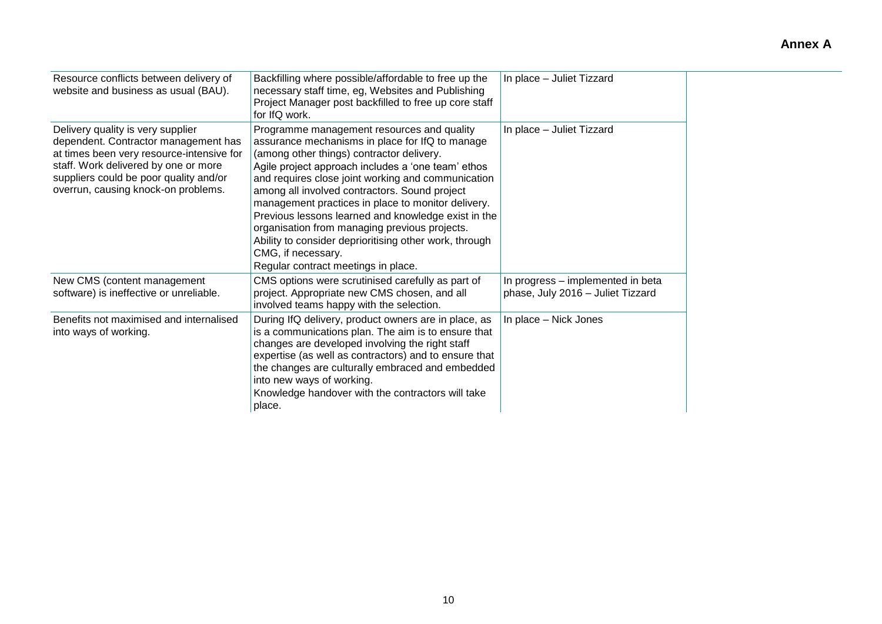**Annex A**

| | | | |
|---|---|---|---|
| Resource conflicts between delivery of website and business as usual (BAU). | Backfilling where possible/affordable to free up the necessary staff time, eg, Websites and Publishing Project Manager post backfilled to free up core staff for IfQ work. | In place – Juliet Tizzard | |
| Delivery quality is very supplier dependent. Contractor management has at times been very resource-intensive for staff. Work delivered by one or more suppliers could be poor quality and/or overrun, causing knock-on problems. | Programme management resources and quality assurance mechanisms in place for IfQ to manage (among other things) contractor delivery.<br>Agile project approach includes a 'one team' ethos and requires close joint working and communication among all involved contractors. Sound project management practices in place to monitor delivery. Previous lessons learned and knowledge exist in the organisation from managing previous projects. Ability to consider deprioritising other work, through CMG, if necessary.<br>Regular contract meetings in place. | In place – Juliet Tizzard | |
| New CMS (content management software) is ineffective or unreliable. | CMS options were scrutinised carefully as part of project. Appropriate new CMS chosen, and all involved teams happy with the selection. | In progress – implemented in beta phase, July 2016 – Juliet Tizzard | |
| Benefits not maximised and internalised into ways of working. | During IfQ delivery, product owners are in place, as is a communications plan. The aim is to ensure that changes are developed involving the right staff expertise (as well as contractors) and to ensure that the changes are culturally embraced and embedded into new ways of working.<br>Knowledge handover with the contractors will take place. | In place – Nick Jones | |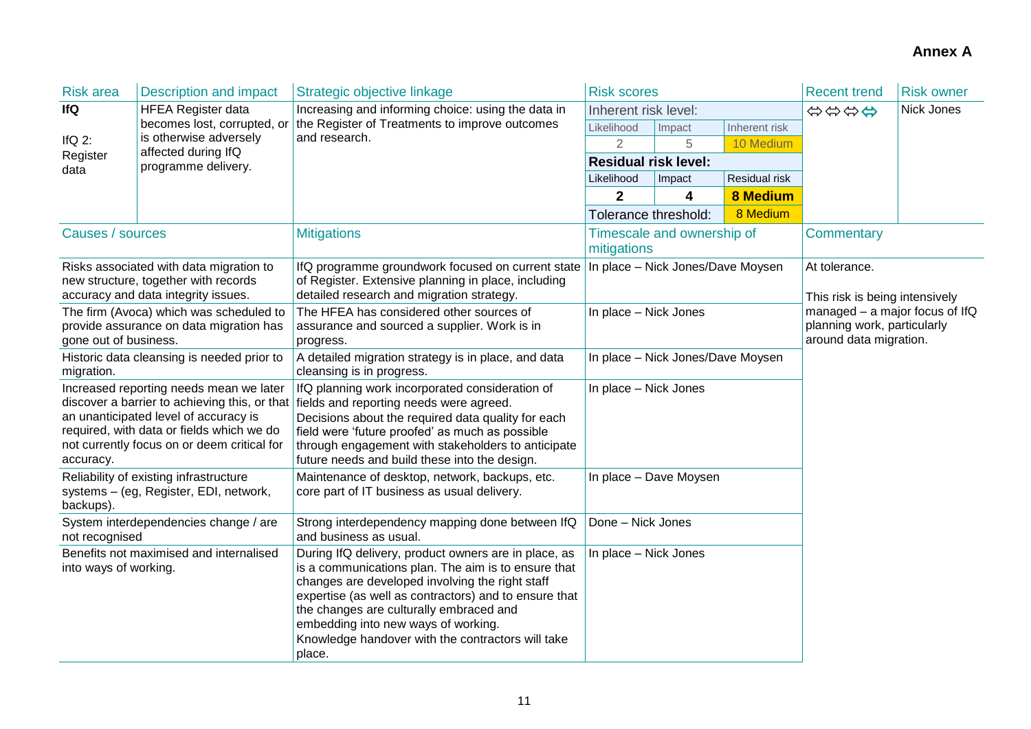**Annex A**

| Risk area | Description and impact | Strategic objective linkage | Risk scores | | | Recent trend | Risk owner |
|---|---|---|---|---|---|---|---|
| **IfQ**<br><br>IfQ 2: Register data | HFEA Register data becomes lost, corrupted, or is otherwise adversely affected during IfQ programme delivery. | Increasing and informing choice: using the data in the Register of Treatments to improve outcomes and research. | Inherent risk level: | | | ⇔⇔⇔⇔ | Nick Jones |
| | | | Likelihood | Impact | Inherent risk | | |
| | | | 2 | 5 | 10 Medium | | |
| | | | **Residual risk level:** | | | | |
| | | | Likelihood | Impact | Residual risk | | |
| | | | **2** | **4** | **8 Medium** | | |
| | | | Tolerance threshold: | | 8 Medium | | |

| Causes / sources | Mitigations | Timescale and ownership of mitigations | Commentary |
|---|---|---|---|
| Risks associated with data migration to new structure, together with records accuracy and data integrity issues. | IfQ programme groundwork focused on current state of Register. Extensive planning in place, including detailed research and migration strategy. | In place – Nick Jones/Dave Moysen | At tolerance.<br><br>This risk is being intensively managed – a major focus of IfQ planning work, particularly around data migration. |
| The firm (Avoca) which was scheduled to provide assurance on data migration has gone out of business. | The HFEA has considered other sources of assurance and sourced a supplier. Work is in progress. | In place – Nick Jones | |
| Historic data cleansing is needed prior to migration. | A detailed migration strategy is in place, and data cleansing is in progress. | In place – Nick Jones/Dave Moysen | |
| Increased reporting needs mean we later discover a barrier to achieving this, or that an unanticipated level of accuracy is required, with data or fields which we do not currently focus on or deem critical for accuracy. | IfQ planning work incorporated consideration of fields and reporting needs were agreed. Decisions about the required data quality for each field were 'future proofed' as much as possible through engagement with stakeholders to anticipate future needs and build these into the design. | In place – Nick Jones | |
| Reliability of existing infrastructure systems – (eg, Register, EDI, network, backups). | Maintenance of desktop, network, backups, etc. core part of IT business as usual delivery. | In place – Dave Moysen | |
| System interdependencies change / are not recognised | Strong interdependency mapping done between IfQ and business as usual. | Done – Nick Jones | |
| Benefits not maximised and internalised into ways of working. | During IfQ delivery, product owners are in place, as is a communications plan. The aim is to ensure that changes are developed involving the right staff expertise (as well as contractors) and to ensure that the changes are culturally embraced and embedding into new ways of working.<br>Knowledge handover with the contractors will take place. | In place – Nick Jones | |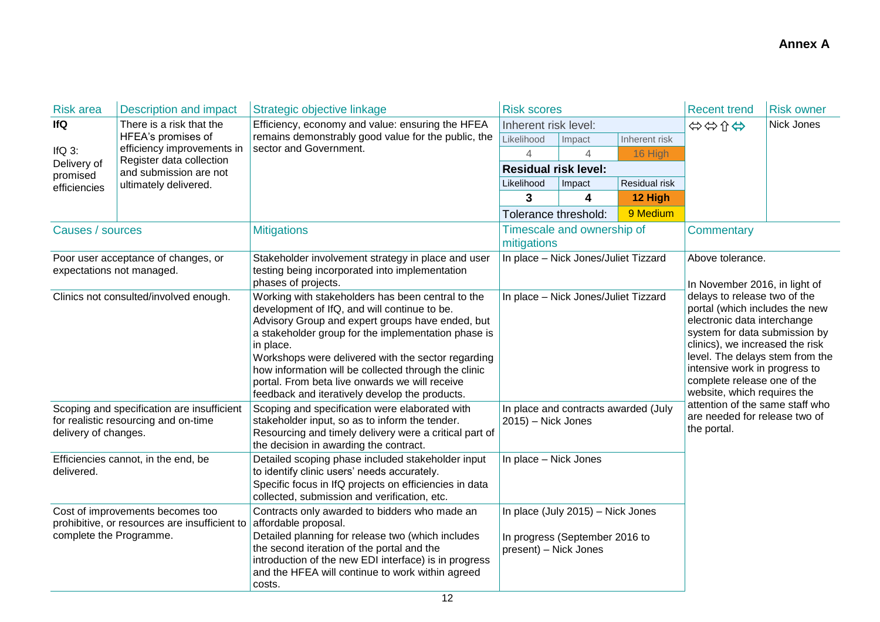**Annex A**

| Risk area | Description and impact | Strategic objective linkage | Risk scores | | | Recent trend | Risk owner |
|---|---|---|---|---|---|---|---|
| **IfQ**<br><br>IfQ 3: Delivery of promised efficiencies | There is a risk that the HFEA's promises of efficiency improvements in Register data collection and submission are not ultimately delivered. | Efficiency, economy and value: ensuring the HFEA remains demonstrably good value for the public, the sector and Government. | Inherent risk level: | | | ⇔⇔⇧⇔ | Nick Jones |
| | | | Likelihood | Impact | Inherent risk | | |
| | | | 4 | 4 | 16 High | | |
| | | | **Residual risk level:** | | | | |
| | | | Likelihood | Impact | Residual risk | | |
| | | | **3** | **4** | **12 High** | | |
| | | | Tolerance threshold: | | 9 Medium | | |

| Causes / sources | Mitigations | Timescale and ownership of mitigations | Commentary |
|---|---|---|---|
| Poor user acceptance of changes, or expectations not managed. | Stakeholder involvement strategy in place and user testing being incorporated into implementation phases of projects. | In place – Nick Jones/Juliet Tizzard | Above tolerance.<br><br>In November 2016, in light of delays to release two of the portal (which includes the new electronic data interchange system for data submission by clinics), we increased the risk level. The delays stem from the intensive work in progress to complete release one of the website, which requires the attention of the same staff who are needed for release two of the portal. |
| Clinics not consulted/involved enough. | Working with stakeholders has been central to the development of IfQ, and will continue to be. Advisory Group and expert groups have ended, but a stakeholder group for the implementation phase is in place.<br>Workshops were delivered with the sector regarding how information will be collected through the clinic portal. From beta live onwards we will receive feedback and iteratively develop the products. | In place – Nick Jones/Juliet Tizzard | |
| Scoping and specification are insufficient for realistic resourcing and on-time delivery of changes. | Scoping and specification were elaborated with stakeholder input, so as to inform the tender. Resourcing and timely delivery were a critical part of the decision in awarding the contract. | In place and contracts awarded (July 2015) – Nick Jones | |
| Efficiencies cannot, in the end, be delivered. | Detailed scoping phase included stakeholder input to identify clinic users' needs accurately.<br>Specific focus in IfQ projects on efficiencies in data collected, submission and verification, etc. | In place – Nick Jones | |
| Cost of improvements becomes too prohibitive, or resources are insufficient to complete the Programme. | Contracts only awarded to bidders who made an affordable proposal.<br>Detailed planning for release two (which includes the second iteration of the portal and the introduction of the new EDI interface) is in progress and the HFEA will continue to work within agreed costs. | In place (July 2015) – Nick Jones<br><br>In progress (September 2016 to present) – Nick Jones | |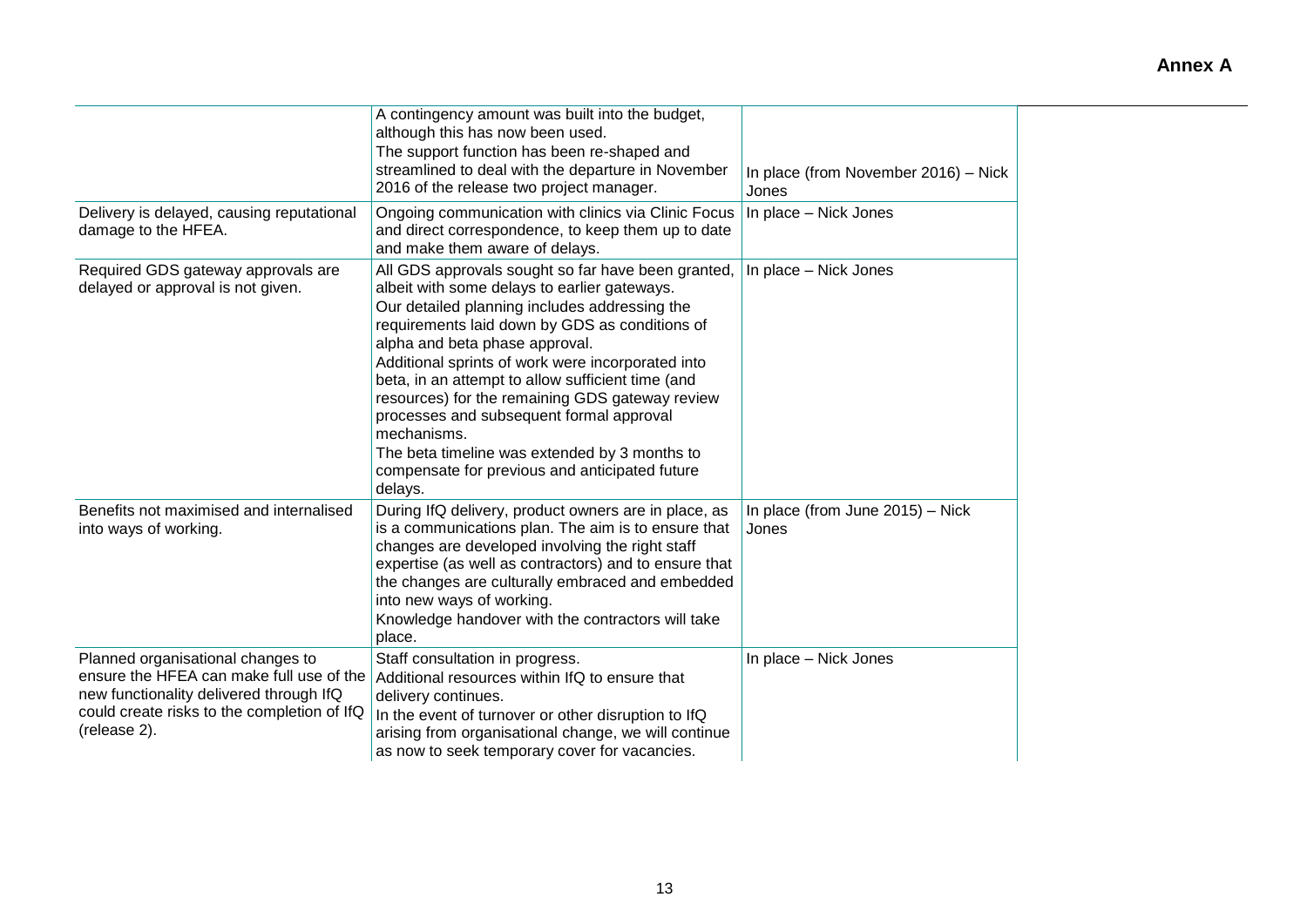**Annex A**

| | | | |
|---|---|---|---|
| | A contingency amount was built into the budget, although this has now been used.<br>The support function has been re-shaped and streamlined to deal with the departure in November 2016 of the release two project manager. | In place (from November 2016) – Nick Jones | |
| Delivery is delayed, causing reputational damage to the HFEA. | Ongoing communication with clinics via Clinic Focus and direct correspondence, to keep them up to date and make them aware of delays. | In place – Nick Jones | |
| Required GDS gateway approvals are delayed or approval is not given. | All GDS approvals sought so far have been granted, albeit with some delays to earlier gateways.<br>Our detailed planning includes addressing the requirements laid down by GDS as conditions of alpha and beta phase approval.<br>Additional sprints of work were incorporated into beta, in an attempt to allow sufficient time (and resources) for the remaining GDS gateway review processes and subsequent formal approval mechanisms.<br>The beta timeline was extended by 3 months to compensate for previous and anticipated future delays. | In place – Nick Jones | |
| Benefits not maximised and internalised into ways of working. | During IfQ delivery, product owners are in place, as is a communications plan. The aim is to ensure that changes are developed involving the right staff expertise (as well as contractors) and to ensure that the changes are culturally embraced and embedded into new ways of working.<br>Knowledge handover with the contractors will take place. | In place (from June 2015) – Nick Jones | |
| Planned organisational changes to ensure the HFEA can make full use of the new functionality delivered through IfQ could create risks to the completion of IfQ (release 2). | Staff consultation in progress.<br>Additional resources within IfQ to ensure that delivery continues.<br>In the event of turnover or other disruption to IfQ arising from organisational change, we will continue as now to seek temporary cover for vacancies. | In place – Nick Jones | |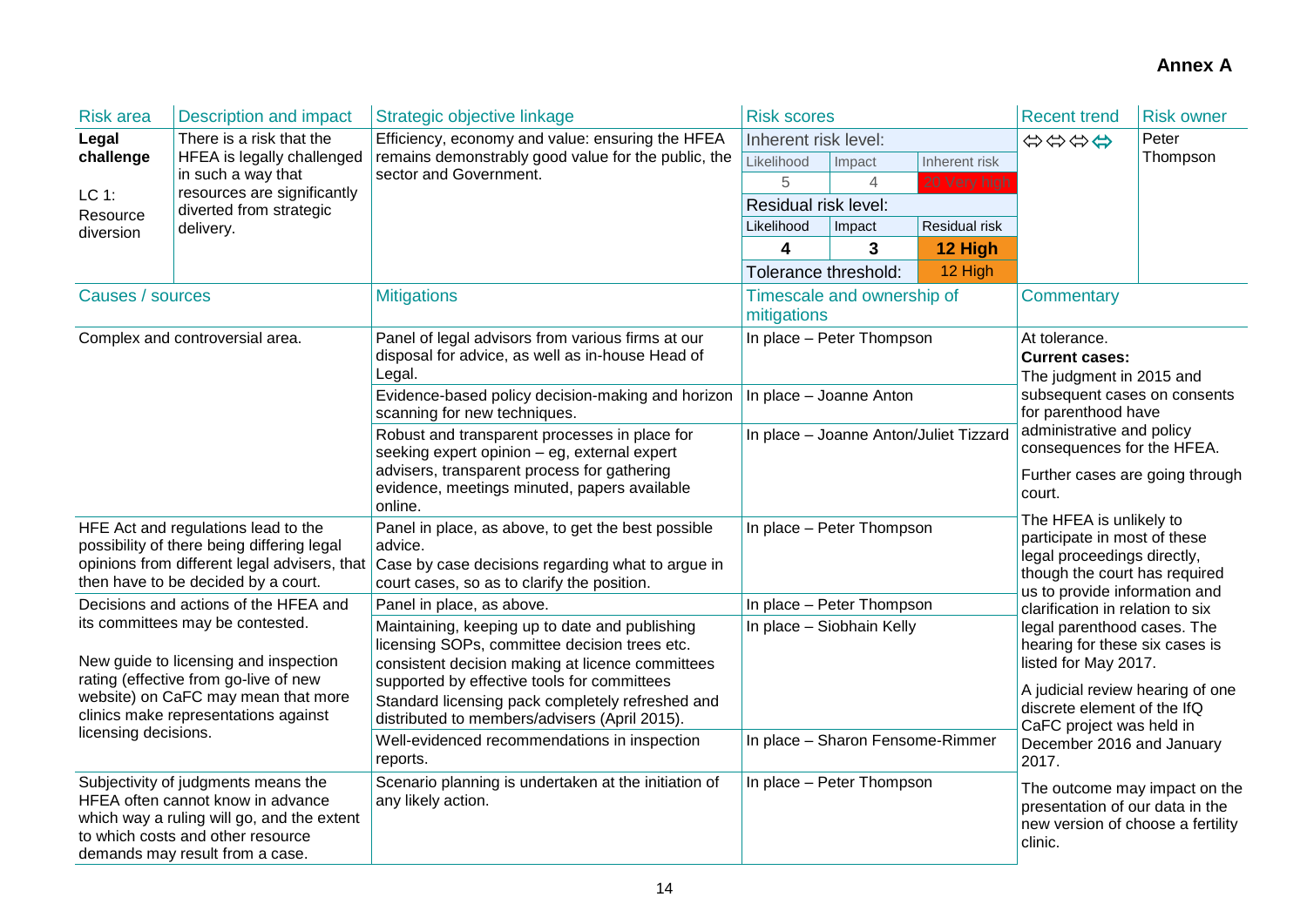**Annex A**

| Risk area | Description and impact | Strategic objective linkage | Risk scores | | | Recent trend | Risk owner |
|---|---|---|---|---|---|---|---|
| **Legal challenge**<br><br>LC 1: Resource diversion | There is a risk that the HFEA is legally challenged in such a way that resources are significantly diverted from strategic delivery. | Efficiency, economy and value: ensuring the HFEA remains demonstrably good value for the public, the sector and Government. | Inherent risk level: | | | ⇔⇔⇔⇔ | Peter Thompson |
| | | | Likelihood | Impact | Inherent risk | | |
| | | | 5 | 4 | 20 Very high | | |
| | | | Residual risk level: | | | | |
| | | | Likelihood | Impact | Residual risk | | |
| | | | **4** | **3** | **12 High** | | |
| | | | Tolerance threshold: | | 12 High | | |

| Causes / sources | Mitigations | Timescale and ownership of mitigations | Commentary |
|---|---|---|---|
| Complex and controversial area. | Panel of legal advisors from various firms at our disposal for advice, as well as in-house Head of Legal. | In place – Peter Thompson | At tolerance.<br>**Current cases:**<br>The judgment in 2015 and subsequent cases on consents for parenthood have administrative and policy consequences for the HFEA.<br><br>Further cases are going through court.<br><br>The HFEA is unlikely to participate in most of these legal proceedings directly, though the court has required us to provide information and clarification in relation to six legal parenthood cases. The hearing for these six cases is listed for May 2017.<br><br>A judicial review hearing of one discrete element of the IfQ CaFC project was held in December 2016 and January 2017.<br><br>The outcome may impact on the presentation of our data in the new version of choose a fertility clinic. |
| | Evidence-based policy decision-making and horizon scanning for new techniques. | In place – Joanne Anton | |
| | Robust and transparent processes in place for seeking expert opinion – eg, external expert advisers, transparent process for gathering evidence, meetings minuted, papers available online. | In place – Joanne Anton/Juliet Tizzard | |
| HFE Act and regulations lead to the possibility of there being differing legal opinions from different legal advisers, that then have to be decided by a court. | Panel in place, as above, to get the best possible advice.<br>Case by case decisions regarding what to argue in court cases, so as to clarify the position. | In place – Peter Thompson | |
| Decisions and actions of the HFEA and its committees may be contested.<br><br>New guide to licensing and inspection rating (effective from go-live of new website) on CaFC may mean that more clinics make representations against licensing decisions. | Panel in place, as above. | In place – Peter Thompson | |
| | Maintaining, keeping up to date and publishing licensing SOPs, committee decision trees etc. consistent decision making at licence committees supported by effective tools for committees<br>Standard licensing pack completely refreshed and distributed to members/advisers (April 2015). | In place – Siobhain Kelly | |
| | Well-evidenced recommendations in inspection reports. | In place – Sharon Fensome-Rimmer | |
| Subjectivity of judgments means the HFEA often cannot know in advance which way a ruling will go, and the extent to which costs and other resource demands may result from a case. | Scenario planning is undertaken at the initiation of any likely action. | In place – Peter Thompson | |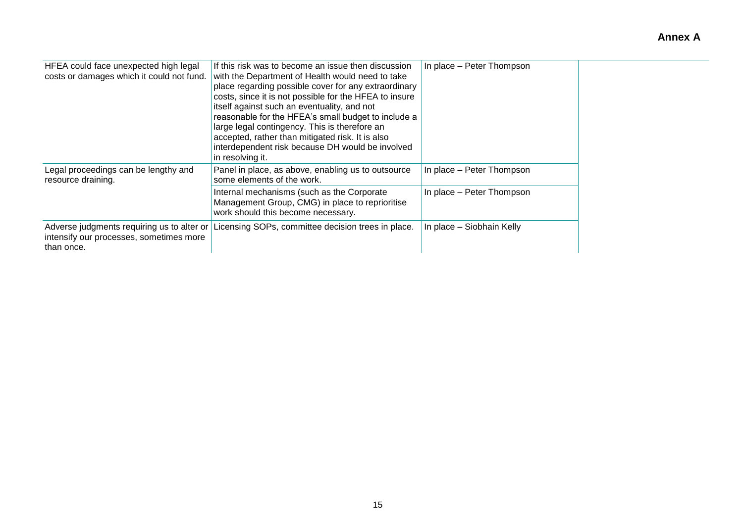**Annex A**

| | | | |
|---|---|---|---|
| HFEA could face unexpected high legal costs or damages which it could not fund. | If this risk was to become an issue then discussion with the Department of Health would need to take place regarding possible cover for any extraordinary costs, since it is not possible for the HFEA to insure itself against such an eventuality, and not reasonable for the HFEA's small budget to include a large legal contingency. This is therefore an accepted, rather than mitigated risk. It is also interdependent risk because DH would be involved in resolving it. | In place – Peter Thompson | |
| Legal proceedings can be lengthy and resource draining. | Panel in place, as above, enabling us to outsource some elements of the work. | In place – Peter Thompson | |
| | Internal mechanisms (such as the Corporate Management Group, CMG) in place to reprioritise work should this become necessary. | In place – Peter Thompson | |
| Adverse judgments requiring us to alter or intensify our processes, sometimes more than once. | Licensing SOPs, committee decision trees in place. | In place – Siobhain Kelly | |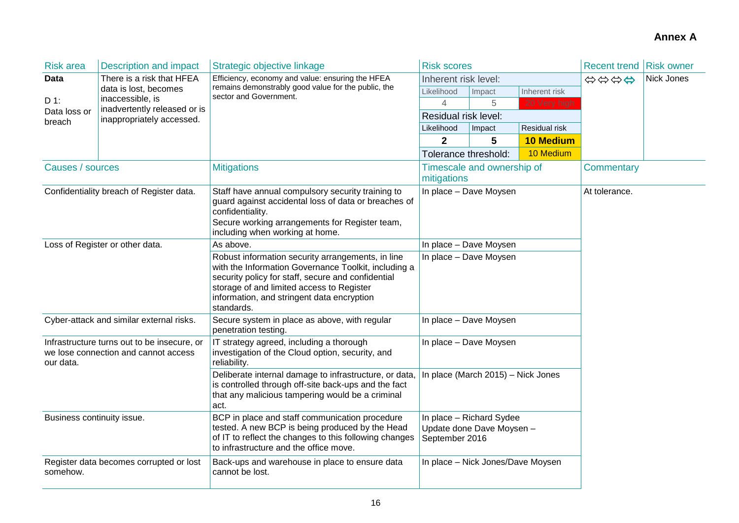**Annex A**

| Risk area | Description and impact | Strategic objective linkage | Risk scores | | | Recent trend | Risk owner |
|---|---|---|---|---|---|---|---|
| **Data**<br><br>D 1:<br>Data loss or breach | There is a risk that HFEA data is lost, becomes inaccessible, is inadvertently released or is inappropriately accessed. | Efficiency, economy and value: ensuring the HFEA remains demonstrably good value for the public, the sector and Government. | Inherent risk level: | | | ⇔⇔⇔⇔ | Nick Jones |
| | | | Likelihood | Impact | Inherent risk | | |
| | | | 4 | 5 | 20 Very high | | |
| | | | Residual risk level: | | | | |
| | | | Likelihood | Impact | Residual risk | | |
| | | | **2** | **5** | **10 Medium** | | |
| | | | Tolerance threshold: | | 10 Medium | | |

| Causes / sources | Mitigations | Timescale and ownership of mitigations | Commentary |
|---|---|---|---|
| Confidentiality breach of Register data. | Staff have annual compulsory security training to guard against accidental loss of data or breaches of confidentiality.<br>Secure working arrangements for Register team, including when working at home. | In place – Dave Moysen | At tolerance. |
| Loss of Register or other data. | As above. | In place – Dave Moysen | |
| | Robust information security arrangements, in line with the Information Governance Toolkit, including a security policy for staff, secure and confidential storage of and limited access to Register information, and stringent data encryption standards. | In place – Dave Moysen | |
| Cyber-attack and similar external risks. | Secure system in place as above, with regular penetration testing. | In place – Dave Moysen | |
| Infrastructure turns out to be insecure, or we lose connection and cannot access our data. | IT strategy agreed, including a thorough investigation of the Cloud option, security, and reliability. | In place – Dave Moysen | |
| | Deliberate internal damage to infrastructure, or data, is controlled through off-site back-ups and the fact that any malicious tampering would be a criminal act. | In place (March 2015) – Nick Jones | |
| Business continuity issue. | BCP in place and staff communication procedure tested. A new BCP is being produced by the Head of IT to reflect the changes to this following changes to infrastructure and the office move. | In place – Richard Sydee<br>Update done Dave Moysen – September 2016 | |
| Register data becomes corrupted or lost somehow. | Back-ups and warehouse in place to ensure data cannot be lost. | In place – Nick Jones/Dave Moysen | |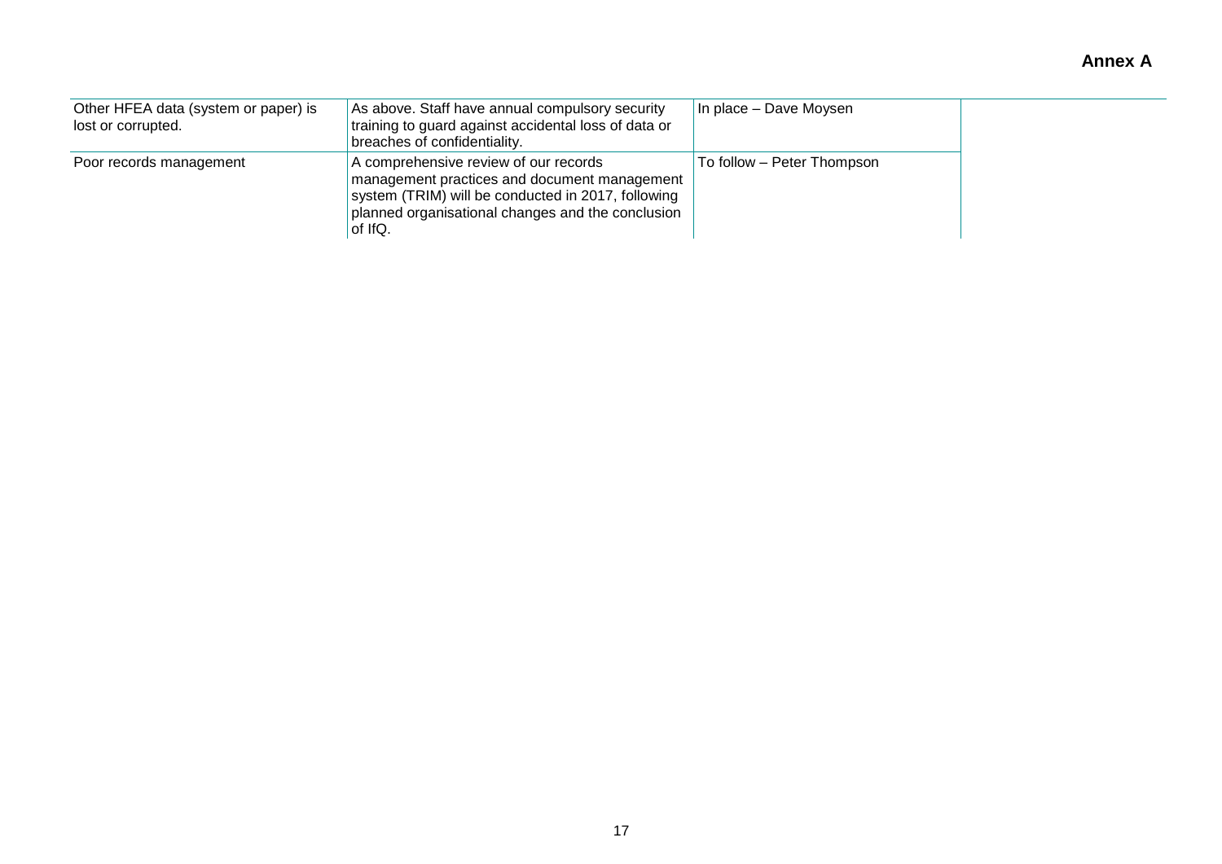**Annex A**

| | | | |
|---|---|---|---|
| Other HFEA data (system or paper) is lost or corrupted. | As above. Staff have annual compulsory security training to guard against accidental loss of data or breaches of confidentiality. | In place – Dave Moysen | |
| Poor records management | A comprehensive review of our records management practices and document management system (TRIM) will be conducted in 2017, following planned organisational changes and the conclusion of IfQ. | To follow – Peter Thompson | |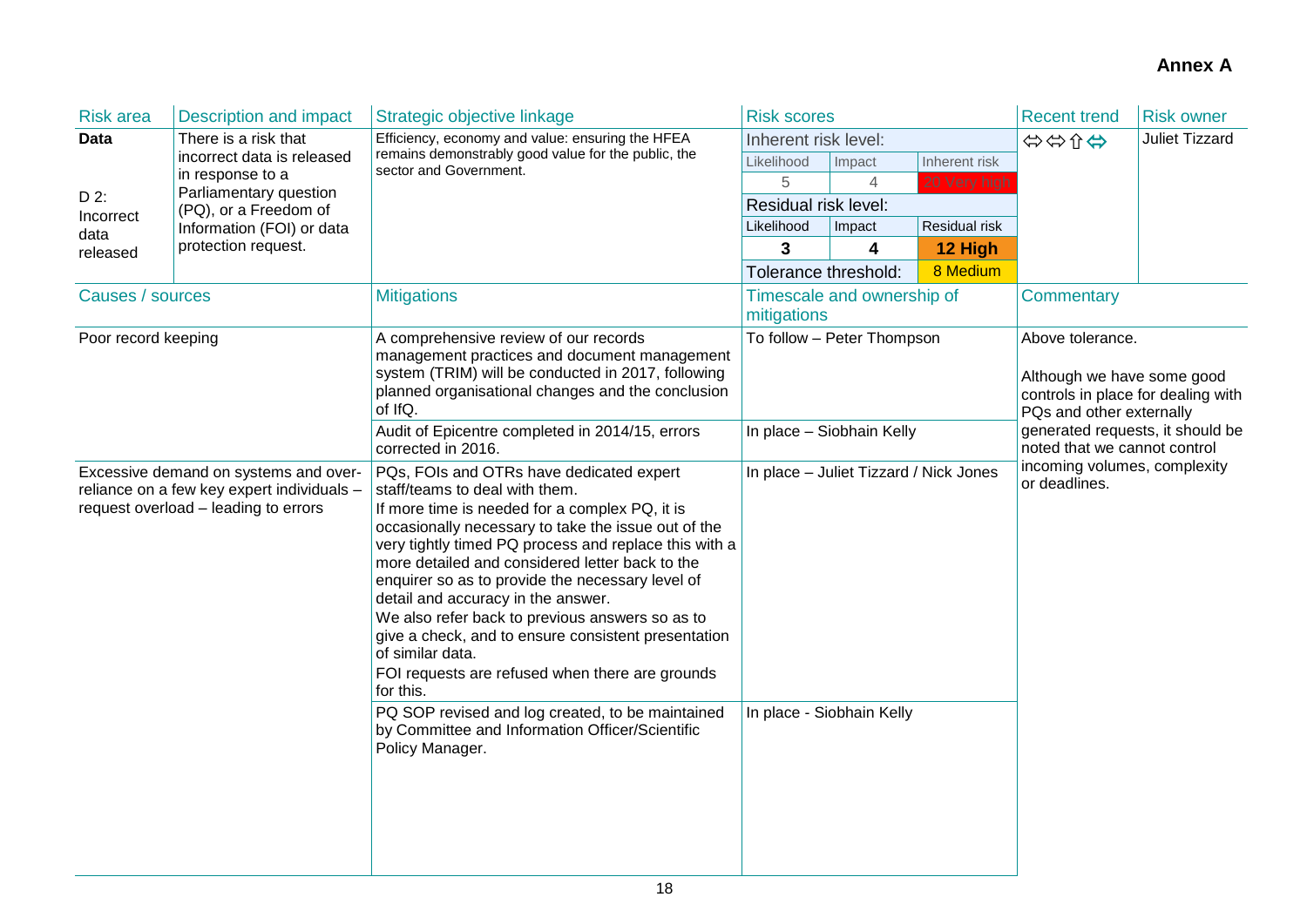**Annex A**

| Risk area | Description and impact | Strategic objective linkage | Risk scores | | | Recent trend | Risk owner |
|---|---|---|---|---|---|---|---|
| **Data**<br><br>D 2: Incorrect data released | There is a risk that incorrect data is released in response to a Parliamentary question (PQ), or a Freedom of Information (FOI) or data protection request. | Efficiency, economy and value: ensuring the HFEA remains demonstrably good value for the public, the sector and Government. | Inherent risk level: | | | ⇔⇔⇧⇔ | Juliet Tizzard |
| | | | Likelihood | Impact | Inherent risk | | |
| | | | 5 | 4 | 20 Very high | | |
| | | | Residual risk level: | | | | |
| | | | Likelihood | Impact | Residual risk | | |
| | | | **3** | **4** | **12 High** | | |
| | | | Tolerance threshold: | | 8 Medium | | |

| Causes / sources | Mitigations | Timescale and ownership of mitigations | Commentary |
|---|---|---|---|
| Poor record keeping | A comprehensive review of our records management practices and document management system (TRIM) will be conducted in 2017, following planned organisational changes and the conclusion of IfQ. | To follow – Peter Thompson | Above tolerance.<br><br>Although we have some good controls in place for dealing with PQs and other externally generated requests, it should be noted that we cannot control incoming volumes, complexity or deadlines. |
| | Audit of Epicentre completed in 2014/15, errors corrected in 2016. | In place – Siobhain Kelly | |
| Excessive demand on systems and over-reliance on a few key expert individuals – request overload – leading to errors | PQs, FOIs and OTRs have dedicated expert staff/teams to deal with them.<br>If more time is needed for a complex PQ, it is occasionally necessary to take the issue out of the very tightly timed PQ process and replace this with a more detailed and considered letter back to the enquirer so as to provide the necessary level of detail and accuracy in the answer.<br>We also refer back to previous answers so as to give a check, and to ensure consistent presentation of similar data.<br>FOI requests are refused when there are grounds for this. | In place – Juliet Tizzard / Nick Jones | |
| | PQ SOP revised and log created, to be maintained by Committee and Information Officer/Scientific Policy Manager. | In place - Siobhain Kelly | |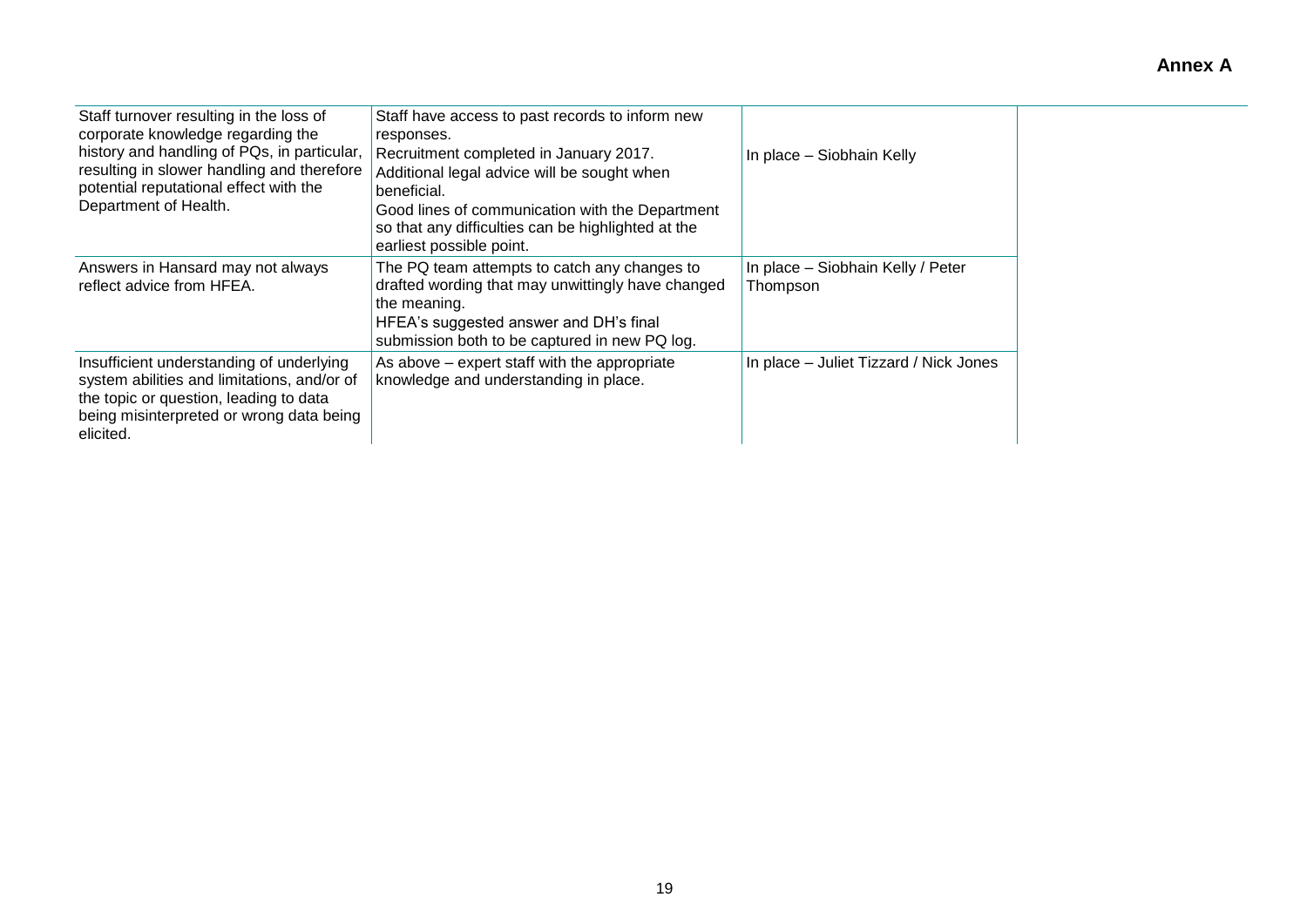**Annex A**

| | | | |
|---|---|---|---|
| Staff turnover resulting in the loss of corporate knowledge regarding the history and handling of PQs, in particular, resulting in slower handling and therefore potential reputational effect with the Department of Health. | Staff have access to past records to inform new responses.<br>Recruitment completed in January 2017.<br>Additional legal advice will be sought when beneficial.<br>Good lines of communication with the Department so that any difficulties can be highlighted at the earliest possible point. | In place – Siobhain Kelly | |
| Answers in Hansard may not always reflect advice from HFEA. | The PQ team attempts to catch any changes to drafted wording that may unwittingly have changed the meaning.<br>HFEA's suggested answer and DH's final submission both to be captured in new PQ log. | In place – Siobhain Kelly / Peter Thompson | |
| Insufficient understanding of underlying system abilities and limitations, and/or of the topic or question, leading to data being misinterpreted or wrong data being elicited. | As above – expert staff with the appropriate knowledge and understanding in place. | In place – Juliet Tizzard / Nick Jones | |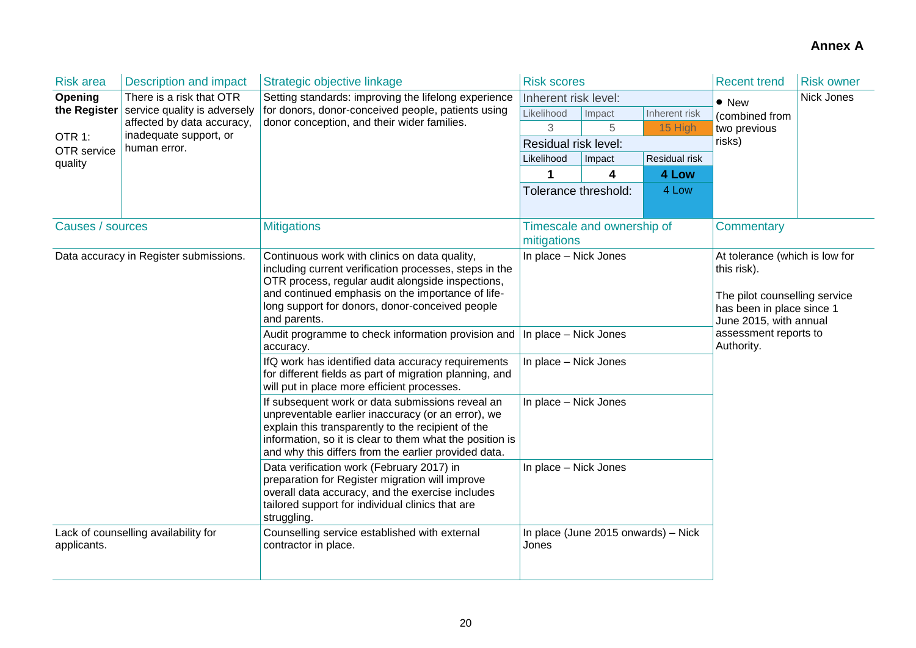**Annex A**

| Risk area | Description and impact | Strategic objective linkage | Risk scores | | | Recent trend | Risk owner |
|---|---|---|---|---|---|---|---|
| **Opening the Register**<br><br>OTR 1:<br>OTR service quality | There is a risk that OTR service quality is adversely affected by data accuracy, inadequate support, or human error. | Setting standards: improving the lifelong experience for donors, donor-conceived people, patients using donor conception, and their wider families. | Inherent risk level: | | | • New (combined from two previous risks) | Nick Jones |
| | | | Likelihood | Impact | Inherent risk | | |
| | | | 3 | 5 | 15 High | | |
| | | | Residual risk level: | | | | |
| | | | Likelihood | Impact | Residual risk | | |
| | | | **1** | **4** | **4 Low** | | |
| | | | Tolerance threshold: | | 4 Low | | |

| Causes / sources | Mitigations | Timescale and ownership of mitigations | Commentary |
|---|---|---|---|
| Data accuracy in Register submissions. | Continuous work with clinics on data quality, including current verification processes, steps in the OTR process, regular audit alongside inspections, and continued emphasis on the importance of life-long support for donors, donor-conceived people and parents. | In place – Nick Jones | At tolerance (which is low for this risk).<br><br>The pilot counselling service has been in place since 1 June 2015, with annual assessment reports to Authority. |
| | Audit programme to check information provision and accuracy. | In place – Nick Jones | |
| | IfQ work has identified data accuracy requirements for different fields as part of migration planning, and will put in place more efficient processes. | In place – Nick Jones | |
| | If subsequent work or data submissions reveal an unpreventable earlier inaccuracy (or an error), we explain this transparently to the recipient of the information, so it is clear to them what the position is and why this differs from the earlier provided data. | In place – Nick Jones | |
| | Data verification work (February 2017) in preparation for Register migration will improve overall data accuracy, and the exercise includes tailored support for individual clinics that are struggling. | In place – Nick Jones | |
| Lack of counselling availability for applicants. | Counselling service established with external contractor in place. | In place (June 2015 onwards) – Nick Jones | |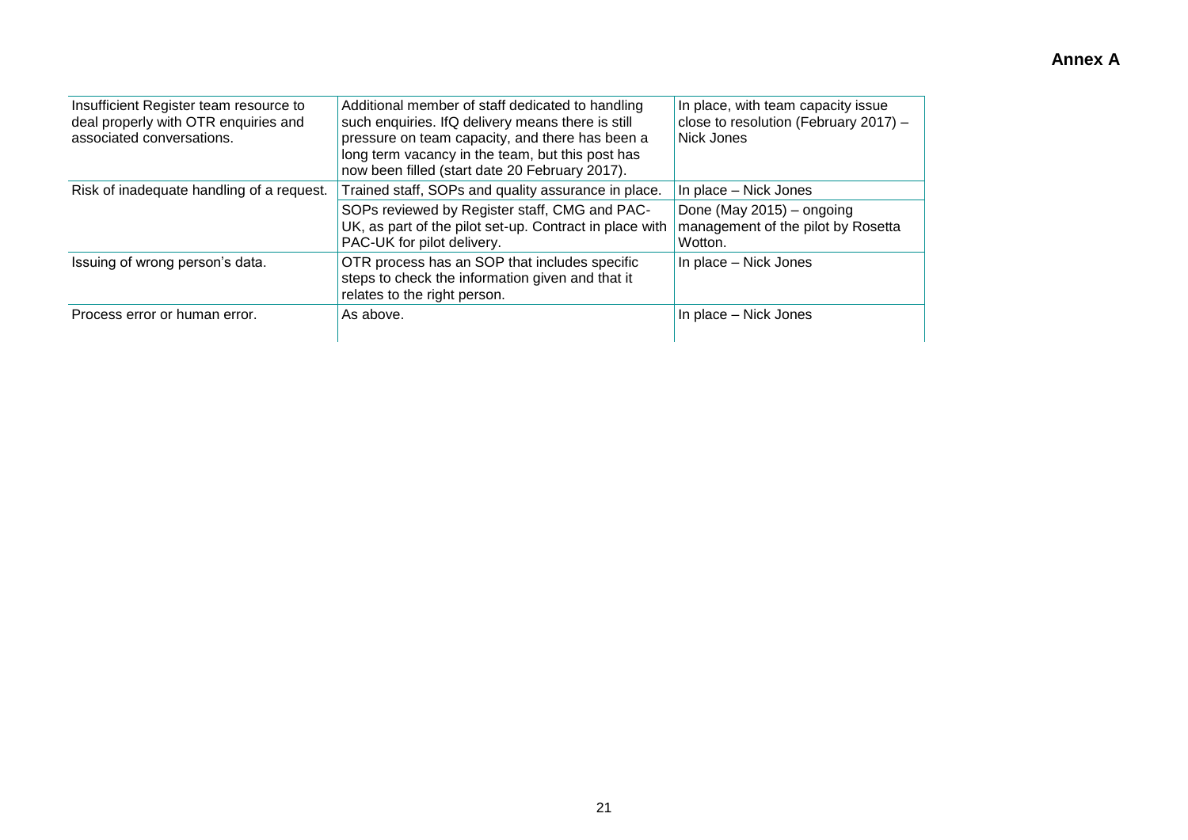**Annex A**

| | | |
|---|---|---|
| Insufficient Register team resource to deal properly with OTR enquiries and associated conversations. | Additional member of staff dedicated to handling such enquiries. IfQ delivery means there is still pressure on team capacity, and there has been a long term vacancy in the team, but this post has now been filled (start date 20 February 2017). | In place, with team capacity issue close to resolution (February 2017) – Nick Jones |
| Risk of inadequate handling of a request. | Trained staff, SOPs and quality assurance in place. | In place – Nick Jones |
| | SOPs reviewed by Register staff, CMG and PAC-UK, as part of the pilot set-up. Contract in place with PAC-UK for pilot delivery. | Done (May 2015) – ongoing management of the pilot by Rosetta Wotton. |
| Issuing of wrong person's data. | OTR process has an SOP that includes specific steps to check the information given and that it relates to the right person. | In place – Nick Jones |
| Process error or human error. | As above. | In place – Nick Jones |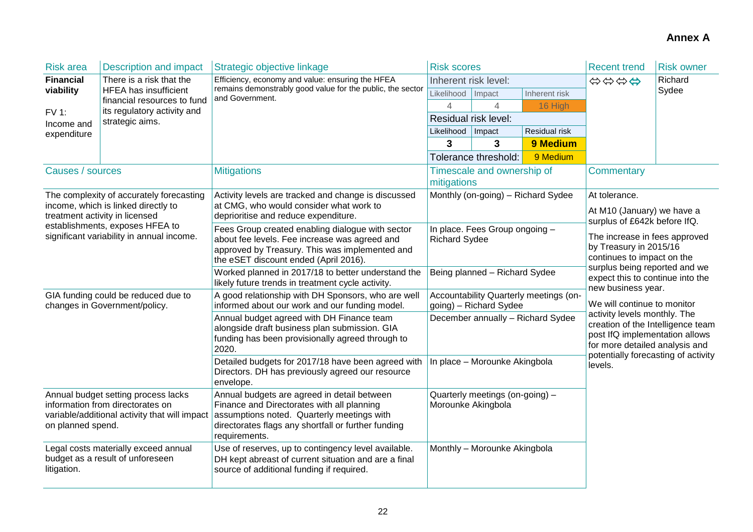**Annex A**

| Risk area | Description and impact | Strategic objective linkage | Risk scores | | | Recent trend | Risk owner |
|---|---|---|---|---|---|---|---|
| **Financial viability**<br><br>FV 1:<br>Income and expenditure | There is a risk that the HFEA has insufficient financial resources to fund its regulatory activity and strategic aims. | Efficiency, economy and value: ensuring the HFEA remains demonstrably good value for the public, the sector and Government. | Inherent risk level: | | | ⇔⇔⇔⇔ | Richard Sydee |
| | | | Likelihood | Impact | Inherent risk | | |
| | | | 4 | 4 | 16 High | | |
| | | | Residual risk level: | | | | |
| | | | Likelihood | Impact | Residual risk | | |
| | | | **3** | **3** | **9 Medium** | | |
| | | | Tolerance threshold: | | 9 Medium | | |

| Causes / sources | Mitigations | Timescale and ownership of mitigations | Commentary |
|---|---|---|---|
| The complexity of accurately forecasting income, which is linked directly to treatment activity in licensed establishments, exposes HFEA to significant variability in annual income. | Activity levels are tracked and change is discussed at CMG, who would consider what work to deprioritise and reduce expenditure. | Monthly (on-going) – Richard Sydee | At tolerance.<br><br>At M10 (January) we have a surplus of £642k before IfQ.<br><br>The increase in fees approved by Treasury in 2015/16 continues to impact on the surplus being reported and we expect this to continue into the new business year.<br><br>We will continue to monitor activity levels monthly. The creation of the Intelligence team post IfQ implementation allows for more detailed analysis and potentially forecasting of activity levels. |
| | Fees Group created enabling dialogue with sector about fee levels. Fee increase was agreed and approved by Treasury. This was implemented and the eSET discount ended (April 2016). | In place. Fees Group ongoing – Richard Sydee | |
| | Worked planned in 2017/18 to better understand the likely future trends in treatment cycle activity. | Being planned – Richard Sydee | |
| GIA funding could be reduced due to changes in Government/policy. | A good relationship with DH Sponsors, who are well informed about our work and our funding model. | Accountability Quarterly meetings (on-going) – Richard Sydee | |
| | Annual budget agreed with DH Finance team alongside draft business plan submission. GIA funding has been provisionally agreed through to 2020. | December annually – Richard Sydee | |
| | Detailed budgets for 2017/18 have been agreed with Directors. DH has previously agreed our resource envelope. | In place – Morounke Akingbola | |
| Annual budget setting process lacks information from directorates on variable/additional activity that will impact on planned spend. | Annual budgets are agreed in detail between Finance and Directorates with all planning assumptions noted. Quarterly meetings with directorates flags any shortfall or further funding requirements. | Quarterly meetings (on-going) – Morounke Akingbola | |
| Legal costs materially exceed annual budget as a result of unforeseen litigation. | Use of reserves, up to contingency level available. DH kept abreast of current situation and are a final source of additional funding if required. | Monthly – Morounke Akingbola | |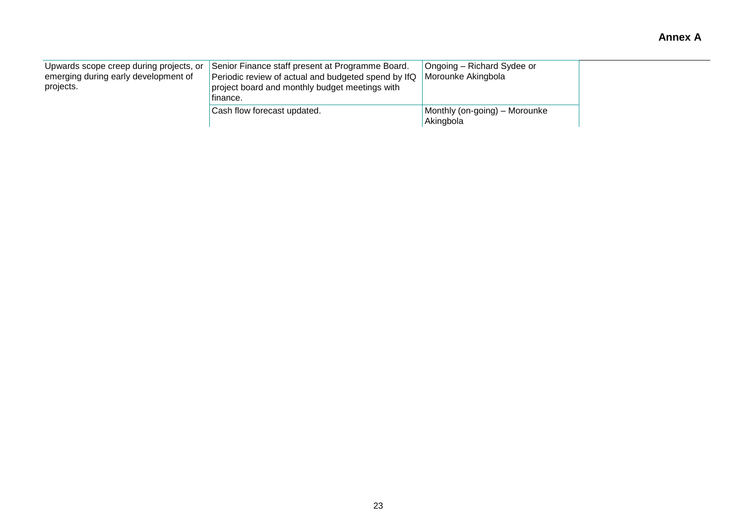**Annex A**

| | | | |
|---|---|---|---|
| Upwards scope creep during projects, or emerging during early development of projects. | Senior Finance staff present at Programme Board. Periodic review of actual and budgeted spend by IfQ project board and monthly budget meetings with finance. | Ongoing – Richard Sydee or Morounke Akingbola | |
| | Cash flow forecast updated. | Monthly (on-going) – Morounke Akingbola | |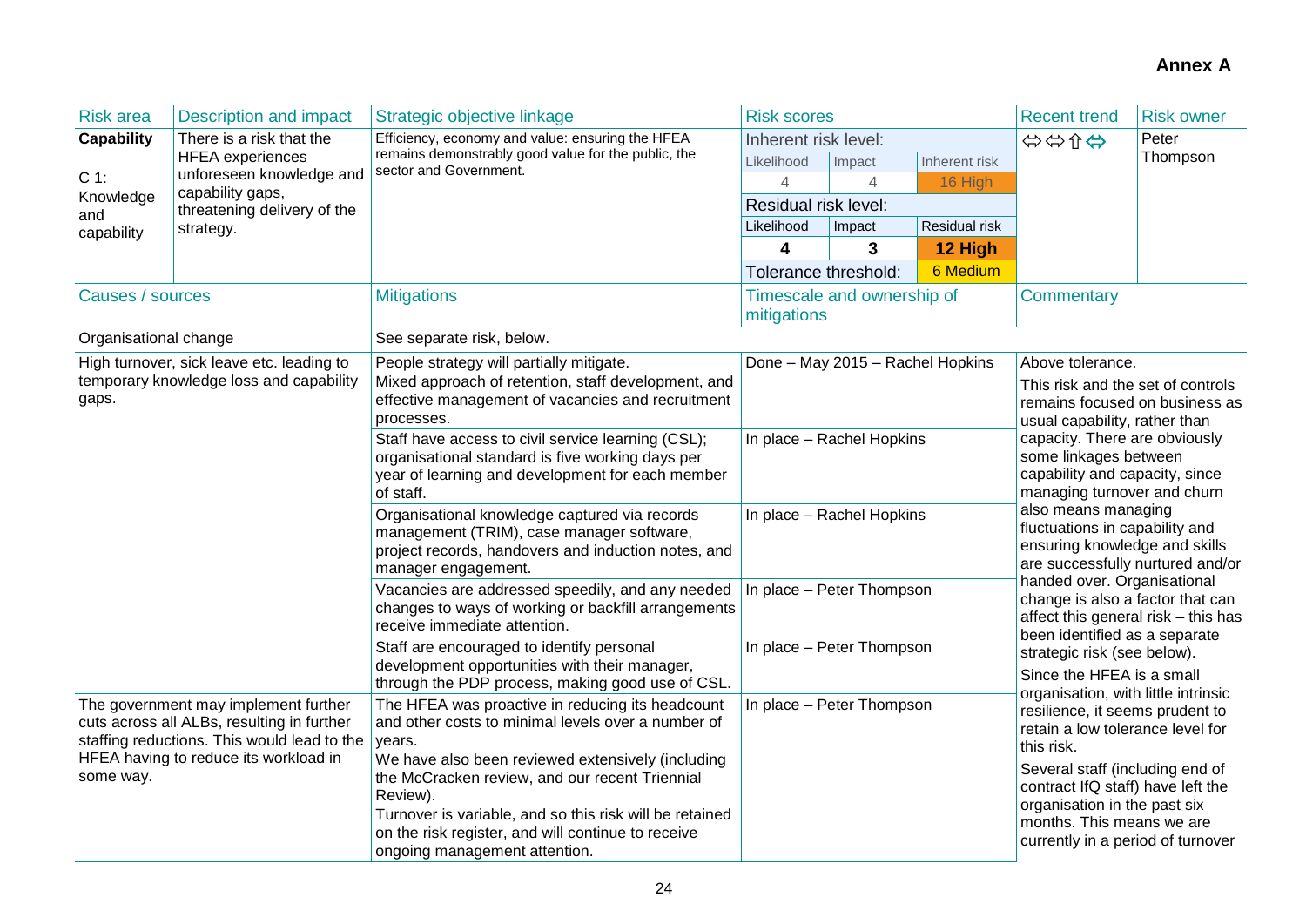**Annex A**

| Risk area | Description and impact | Strategic objective linkage | Risk scores | | | Recent trend | Risk owner |
|---|---|---|---|---|---|---|---|
| **Capability**<br><br>C 1: Knowledge and capability | There is a risk that the HFEA experiences unforeseen knowledge and capability gaps, threatening delivery of the strategy. | Efficiency, economy and value: ensuring the HFEA remains demonstrably good value for the public, the sector and Government. | Inherent risk level: | | | ⇔⇔⇧⇔ | Peter Thompson |
| | | | Likelihood | Impact | Inherent risk | | |
| | | | 4 | 4 | 16 High | | |
| | | | Residual risk level: | | | | |
| | | | Likelihood | Impact | Residual risk | | |
| | | | **4** | **3** | **12 High** | | |
| | | | Tolerance threshold: | | 6 Medium | | |

| Causes / sources | Mitigations | Timescale and ownership of mitigations | Commentary |
|---|---|---|---|
| Organisational change | See separate risk, below. | | |
| High turnover, sick leave etc. leading to temporary knowledge loss and capability gaps. | People strategy will partially mitigate.<br>Mixed approach of retention, staff development, and effective management of vacancies and recruitment processes. | Done – May 2015 – Rachel Hopkins | Above tolerance.<br><br>This risk and the set of controls remains focused on business as usual capability, rather than capacity. There are obviously some linkages between capability and capacity, since managing turnover and churn also means managing fluctuations in capability and ensuring knowledge and skills are successfully nurtured and/or handed over. Organisational change is also a factor that can affect this general risk – this has been identified as a separate strategic risk (see below).<br><br>Since the HFEA is a small organisation, with little intrinsic resilience, it seems prudent to retain a low tolerance level for this risk.<br><br>Several staff (including end of contract IfQ staff) have left the organisation in the past six months. This means we are currently in a period of turnover |
| | Staff have access to civil service learning (CSL); organisational standard is five working days per year of learning and development for each member of staff. | In place – Rachel Hopkins | |
| | Organisational knowledge captured via records management (TRIM), case manager software, project records, handovers and induction notes, and manager engagement. | In place – Rachel Hopkins | |
| | Vacancies are addressed speedily, and any needed changes to ways of working or backfill arrangements receive immediate attention. | In place – Peter Thompson | |
| | Staff are encouraged to identify personal development opportunities with their manager, through the PDP process, making good use of CSL. | In place – Peter Thompson | |
| The government may implement further cuts across all ALBs, resulting in further staffing reductions. This would lead to the HFEA having to reduce its workload in some way. | The HFEA was proactive in reducing its headcount and other costs to minimal levels over a number of years.<br>We have also been reviewed extensively (including the McCracken review, and our recent Triennial Review).<br>Turnover is variable, and so this risk will be retained on the risk register, and will continue to receive ongoing management attention. | In place – Peter Thompson | |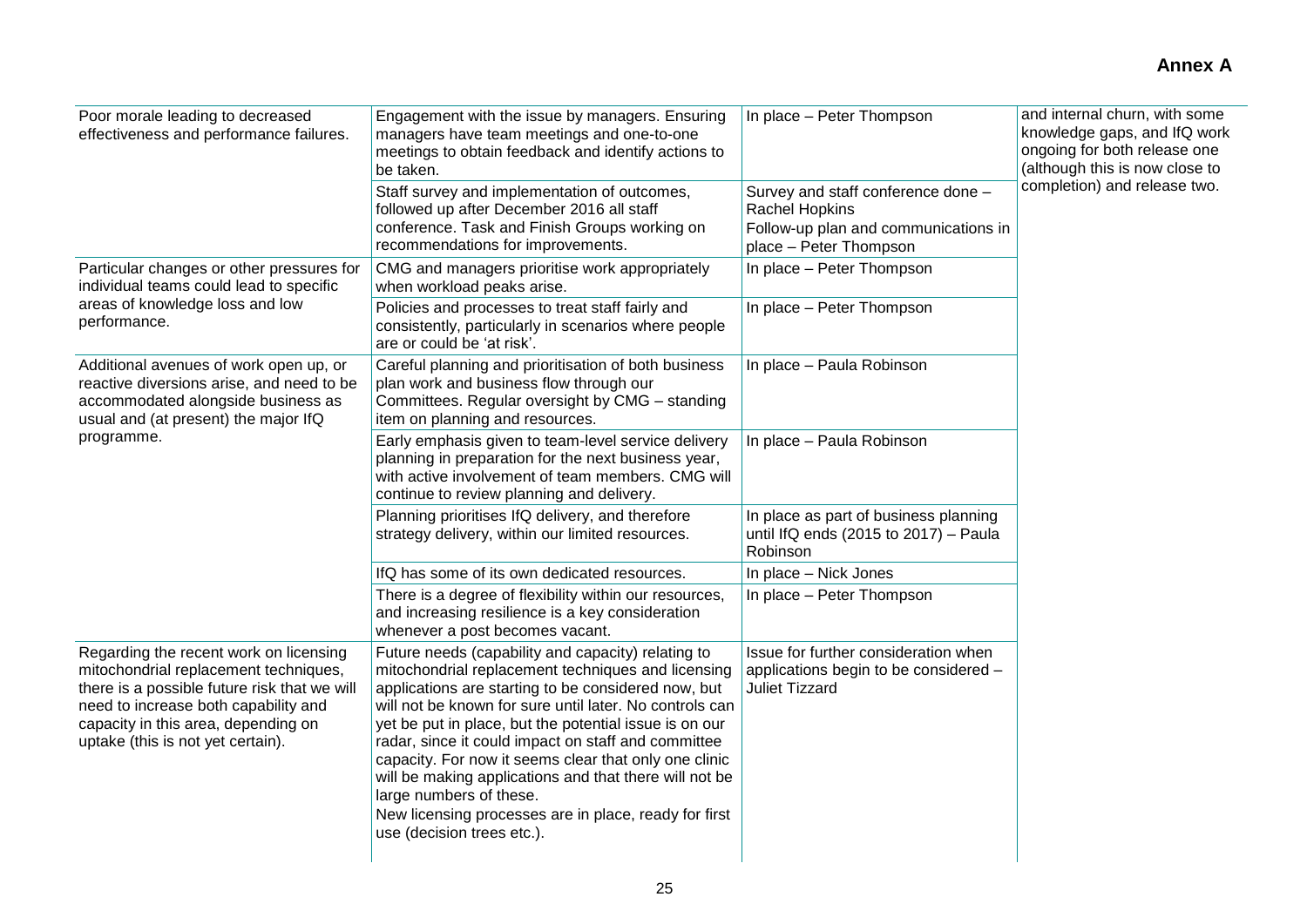**Annex A**

| | | | |
|---|---|---|---|
| Poor morale leading to decreased effectiveness and performance failures. | Engagement with the issue by managers. Ensuring managers have team meetings and one-to-one meetings to obtain feedback and identify actions to be taken. | In place – Peter Thompson | and internal churn, with some knowledge gaps, and IfQ work ongoing for both release one (although this is now close to completion) and release two. |
| | Staff survey and implementation of outcomes, followed up after December 2016 all staff conference. Task and Finish Groups working on recommendations for improvements. | Survey and staff conference done – Rachel Hopkins<br>Follow-up plan and communications in place – Peter Thompson | |
| Particular changes or other pressures for individual teams could lead to specific areas of knowledge loss and low performance. | CMG and managers prioritise work appropriately when workload peaks arise. | In place – Peter Thompson | |
| | Policies and processes to treat staff fairly and consistently, particularly in scenarios where people are or could be 'at risk'. | In place – Peter Thompson | |
| Additional avenues of work open up, or reactive diversions arise, and need to be accommodated alongside business as usual and (at present) the major IfQ programme. | Careful planning and prioritisation of both business plan work and business flow through our Committees. Regular oversight by CMG – standing item on planning and resources. | In place – Paula Robinson | |
| | Early emphasis given to team-level service delivery planning in preparation for the next business year, with active involvement of team members. CMG will continue to review planning and delivery. | In place – Paula Robinson | |
| | Planning prioritises IfQ delivery, and therefore strategy delivery, within our limited resources. | In place as part of business planning until IfQ ends (2015 to 2017) – Paula Robinson | |
| | IfQ has some of its own dedicated resources. | In place – Nick Jones | |
| | There is a degree of flexibility within our resources, and increasing resilience is a key consideration whenever a post becomes vacant. | In place – Peter Thompson | |
| Regarding the recent work on licensing mitochondrial replacement techniques, there is a possible future risk that we will need to increase both capability and capacity in this area, depending on uptake (this is not yet certain). | Future needs (capability and capacity) relating to mitochondrial replacement techniques and licensing applications are starting to be considered now, but will not be known for sure until later. No controls can yet be put in place, but the potential issue is on our radar, since it could impact on staff and committee capacity. For now it seems clear that only one clinic will be making applications and that there will not be large numbers of these.<br>New licensing processes are in place, ready for first use (decision trees etc.). | Issue for further consideration when applications begin to be considered – Juliet Tizzard | |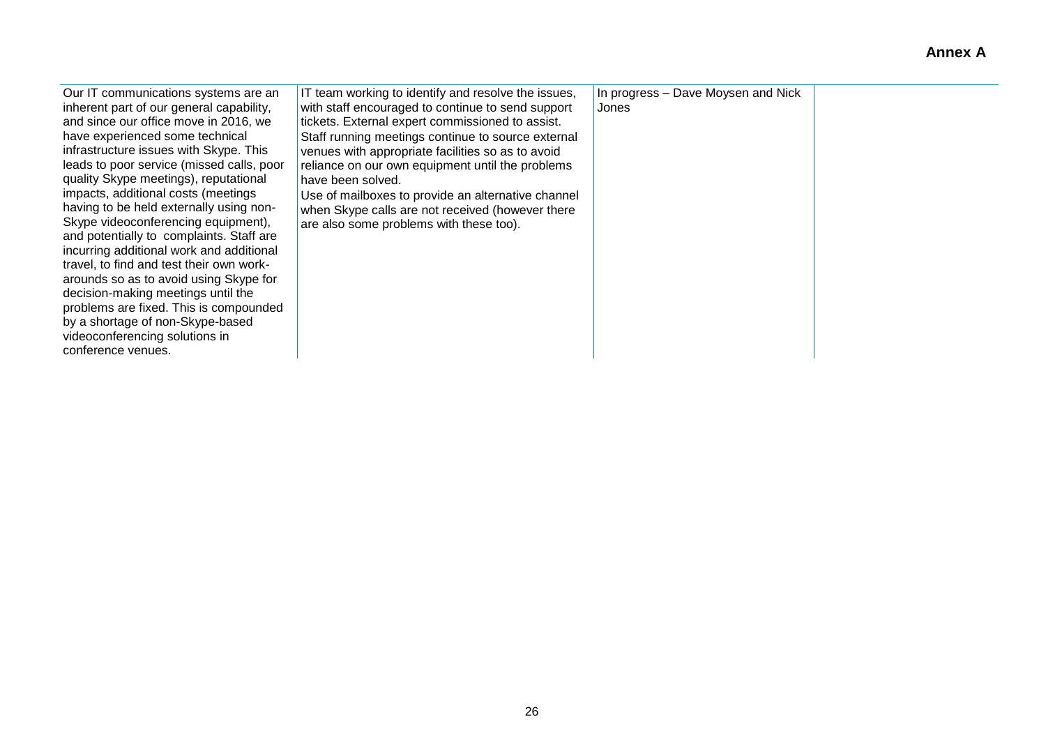**Annex A**

| | | | |
|---|---|---|---|
| Our IT communications systems are an inherent part of our general capability, and since our office move in 2016, we have experienced some technical infrastructure issues with Skype. This leads to poor service (missed calls, poor quality Skype meetings), reputational impacts, additional costs (meetings having to be held externally using non-Skype videoconferencing equipment), and potentially to complaints. Staff are incurring additional work and additional travel, to find and test their own work-arounds so as to avoid using Skype for decision-making meetings until the problems are fixed. This is compounded by a shortage of non-Skype-based videoconferencing solutions in conference venues. | IT team working to identify and resolve the issues, with staff encouraged to continue to send support tickets. External expert commissioned to assist. Staff running meetings continue to source external venues with appropriate facilities so as to avoid reliance on our own equipment until the problems have been solved. Use of mailboxes to provide an alternative channel when Skype calls are not received (however there are also some problems with these too). | In progress – Dave Moysen and Nick Jones | |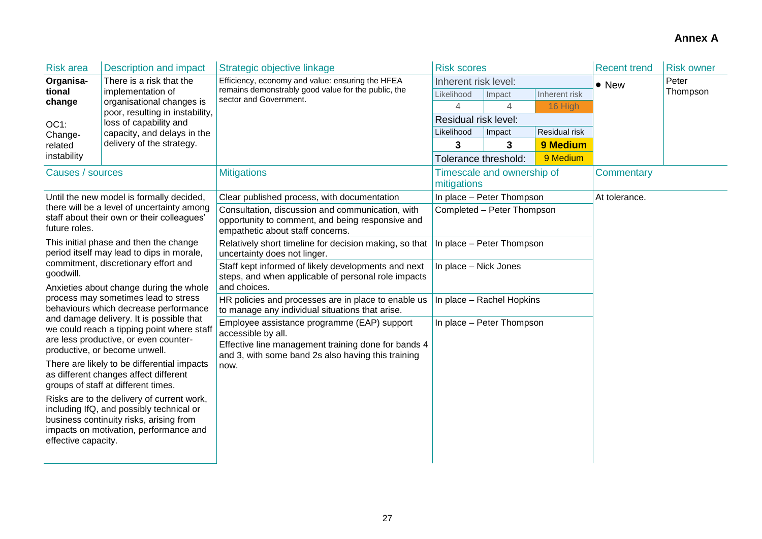**Annex A**

| Risk area | Description and impact | Strategic objective linkage | Risk scores | | | Recent trend | Risk owner |
|---|---|---|---|---|---|---|---|
| **Organisational change**<br><br>OC1: Change-related instability | There is a risk that the implementation of organisational changes is poor, resulting in instability, loss of capability and capacity, and delays in the delivery of the strategy. | Efficiency, economy and value: ensuring the HFEA remains demonstrably good value for the public, the sector and Government. | Inherent risk level: | | | • New | Peter Thompson |
| | | | Likelihood | Impact | Inherent risk | | |
| | | | 4 | 4 | 16 High | | |
| | | | Residual risk level: | | | | |
| | | | Likelihood | Impact | Residual risk | | |
| | | | **3** | **3** | **9 Medium** | | |
| | | | Tolerance threshold: | | 9 Medium | | |

| Causes / sources | Mitigations | Timescale and ownership of mitigations | Commentary |
|---|---|---|---|
| Until the new model is formally decided, there will be a level of uncertainty among staff about their own or their colleagues' future roles.<br><br>This initial phase and then the change period itself may lead to dips in morale, commitment, discretionary effort and goodwill.<br><br>Anxieties about change during the whole process may sometimes lead to stress behaviours which decrease performance and damage delivery. It is possible that we could reach a tipping point where staff are less productive, or even counter-productive, or become unwell.<br><br>There are likely to be differential impacts as different changes affect different groups of staff at different times.<br><br>Risks are to the delivery of current work, including IfQ, and possibly technical or business continuity risks, arising from impacts on motivation, performance and effective capacity. | Clear published process, with documentation | In place – Peter Thompson | At tolerance. |
| | Consultation, discussion and communication, with opportunity to comment, and being responsive and empathetic about staff concerns. | Completed – Peter Thompson | |
| | Relatively short timeline for decision making, so that uncertainty does not linger. | In place – Peter Thompson | |
| | Staff kept informed of likely developments and next steps, and when applicable of personal role impacts and choices. | In place – Nick Jones | |
| | HR policies and processes are in place to enable us to manage any individual situations that arise. | In place – Rachel Hopkins | |
| | Employee assistance programme (EAP) support accessible by all.<br>Effective line management training done for bands 4 and 3, with some band 2s also having this training now. | In place – Peter Thompson | |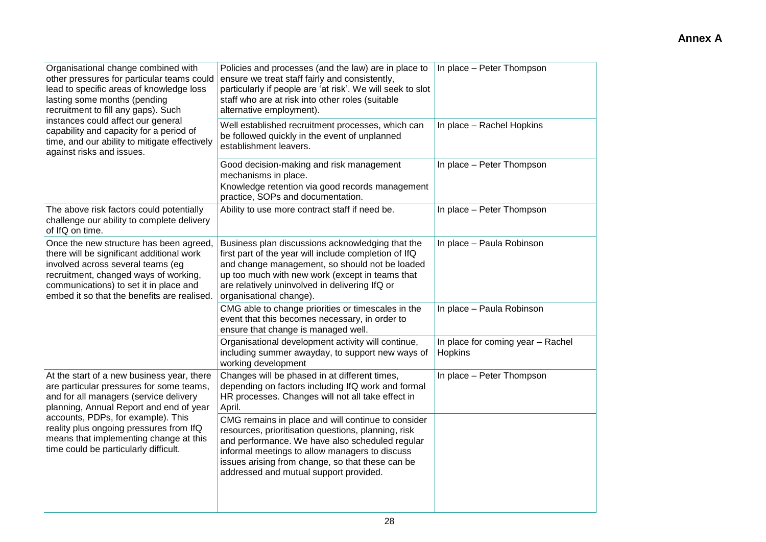**Annex A**

| | | |
|---|---|---|
| Organisational change combined with other pressures for particular teams could lead to specific areas of knowledge loss lasting some months (pending recruitment to fill any gaps). Such instances could affect our general capability and capacity for a period of time, and our ability to mitigate effectively against risks and issues. | Policies and processes (and the law) are in place to ensure we treat staff fairly and consistently, particularly if people are 'at risk'. We will seek to slot staff who are at risk into other roles (suitable alternative employment). | In place – Peter Thompson |
| | Well established recruitment processes, which can be followed quickly in the event of unplanned establishment leavers. | In place – Rachel Hopkins |
| | Good decision-making and risk management mechanisms in place.<br>Knowledge retention via good records management practice, SOPs and documentation. | In place – Peter Thompson |
| The above risk factors could potentially challenge our ability to complete delivery of IfQ on time. | Ability to use more contract staff if need be. | In place – Peter Thompson |
| Once the new structure has been agreed, there will be significant additional work involved across several teams (eg recruitment, changed ways of working, communications) to set it in place and embed it so that the benefits are realised. | Business plan discussions acknowledging that the first part of the year will include completion of IfQ and change management, so should not be loaded up too much with new work (except in teams that are relatively uninvolved in delivering IfQ or organisational change). | In place – Paula Robinson |
| | CMG able to change priorities or timescales in the event that this becomes necessary, in order to ensure that change is managed well. | In place – Paula Robinson |
| | Organisational development activity will continue, including summer awayday, to support new ways of working development | In place for coming year – Rachel Hopkins |
| At the start of a new business year, there are particular pressures for some teams, and for all managers (service delivery planning, Annual Report and end of year accounts, PDPs, for example). This reality plus ongoing pressures from IfQ means that implementing change at this time could be particularly difficult. | Changes will be phased in at different times, depending on factors including IfQ work and formal HR processes. Changes will not all take effect in April. | In place – Peter Thompson |
| | CMG remains in place and will continue to consider resources, prioritisation questions, planning, risk and performance. We have also scheduled regular informal meetings to allow managers to discuss issues arising from change, so that these can be addressed and mutual support provided. | |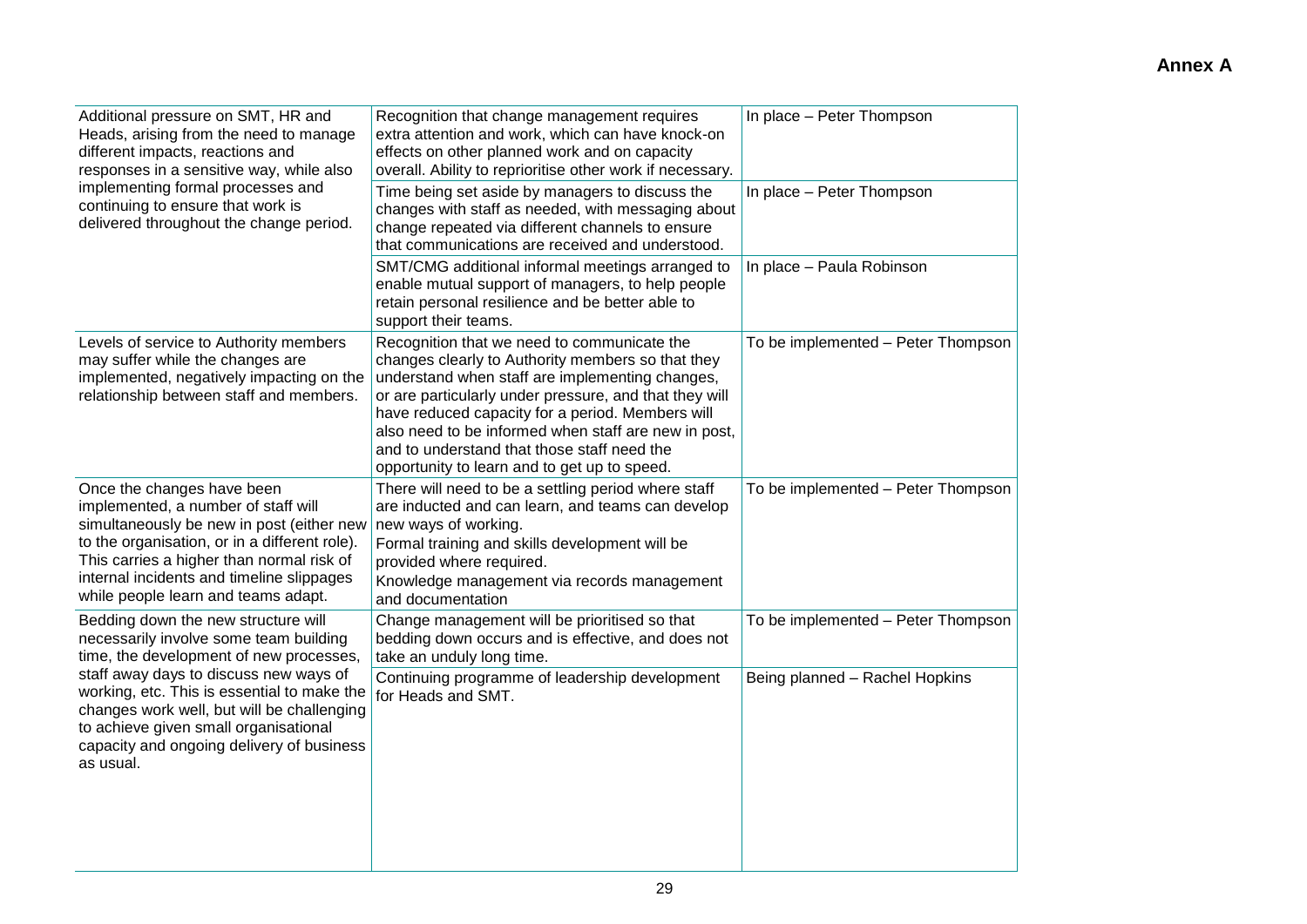**Annex A**

| | | |
|---|---|---|
| Additional pressure on SMT, HR and Heads, arising from the need to manage different impacts, reactions and responses in a sensitive way, while also implementing formal processes and continuing to ensure that work is delivered throughout the change period. | Recognition that change management requires extra attention and work, which can have knock-on effects on other planned work and on capacity overall. Ability to reprioritise other work if necessary. | In place – Peter Thompson |
| | Time being set aside by managers to discuss the changes with staff as needed, with messaging about change repeated via different channels to ensure that communications are received and understood. | In place – Peter Thompson |
| | SMT/CMG additional informal meetings arranged to enable mutual support of managers, to help people retain personal resilience and be better able to support their teams. | In place – Paula Robinson |
| Levels of service to Authority members may suffer while the changes are implemented, negatively impacting on the relationship between staff and members. | Recognition that we need to communicate the changes clearly to Authority members so that they understand when staff are implementing changes, or are particularly under pressure, and that they will have reduced capacity for a period. Members will also need to be informed when staff are new in post, and to understand that those staff need the opportunity to learn and to get up to speed. | To be implemented – Peter Thompson |
| Once the changes have been implemented, a number of staff will simultaneously be new in post (either new to the organisation, or in a different role). This carries a higher than normal risk of internal incidents and timeline slippages while people learn and teams adapt. | There will need to be a settling period where staff are inducted and can learn, and teams can develop new ways of working.<br>Formal training and skills development will be provided where required.<br>Knowledge management via records management and documentation | To be implemented – Peter Thompson |
| Bedding down the new structure will necessarily involve some team building time, the development of new processes, staff away days to discuss new ways of working, etc. This is essential to make the changes work well, but will be challenging to achieve given small organisational capacity and ongoing delivery of business as usual. | Change management will be prioritised so that bedding down occurs and is effective, and does not take an unduly long time. | To be implemented – Peter Thompson |
| | Continuing programme of leadership development for Heads and SMT. | Being planned – Rachel Hopkins |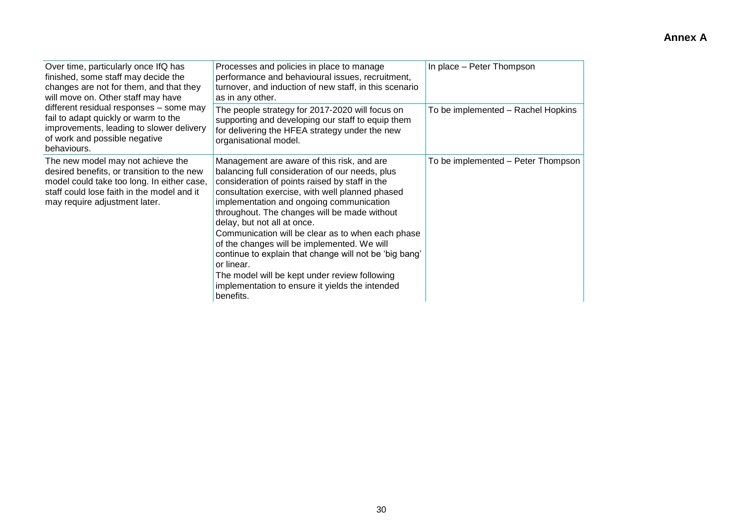**Annex A**

| | | |
|---|---|---|
| Over time, particularly once IfQ has finished, some staff may decide the changes are not for them, and that they will move on. Other staff may have different residual responses – some may fail to adapt quickly or warm to the improvements, leading to slower delivery of work and possible negative behaviours. | Processes and policies in place to manage performance and behavioural issues, recruitment, turnover, and induction of new staff, in this scenario as in any other. | In place – Peter Thompson |
| | The people strategy for 2017-2020 will focus on supporting and developing our staff to equip them for delivering the HFEA strategy under the new organisational model. | To be implemented – Rachel Hopkins |
| The new model may not achieve the desired benefits, or transition to the new model could take too long. In either case, staff could lose faith in the model and it may require adjustment later. | Management are aware of this risk, and are balancing full consideration of our needs, plus consideration of points raised by staff in the consultation exercise, with well planned phased implementation and ongoing communication throughout. The changes will be made without delay, but not all at once.<br>Communication will be clear as to when each phase of the changes will be implemented. We will continue to explain that change will not be 'big bang' or linear.<br>The model will be kept under review following implementation to ensure it yields the intended benefits. | To be implemented – Peter Thompson |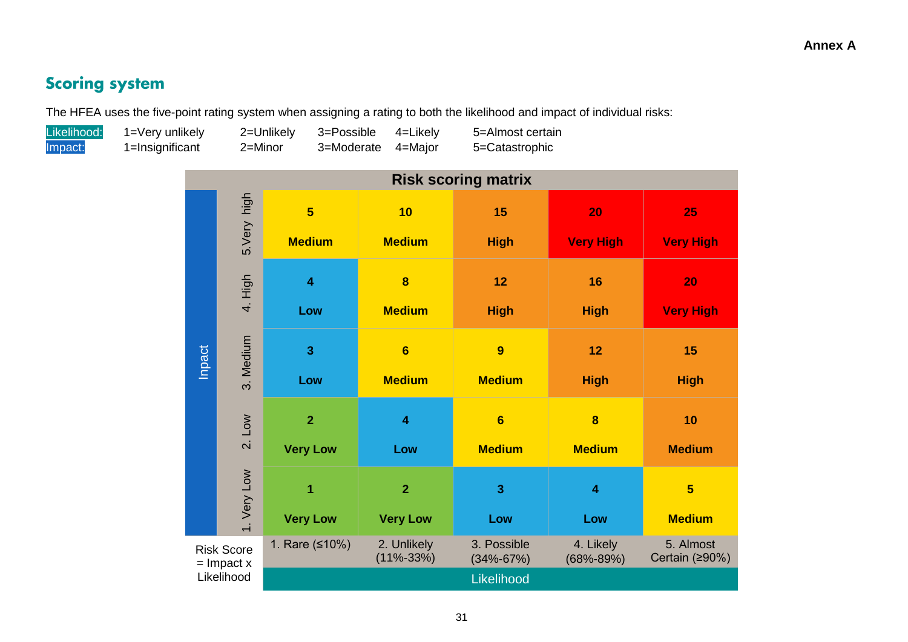Annex A

## Scoring system

The HFEA uses the five-point rating system when assigning a rating to both the likelihood and impact of individual risks:

| | | | | | |
|---|---|---|---|---|---|
| Likelihood: | 1=Very unlikely | 2=Unlikely | 3=Possible | 4=Likely | 5=Almost certain |
| Impact: | 1=Insignificant | 2=Minor | 3=Moderate | 4=Major | 5=Catastrophic |

**Risk scoring matrix**

| Inpact | | | | | |
|---|---|---|---|---|---|
| 5. Very high | 5 Medium | 10 Medium | 15 High | 20 Very High | 25 Very High |
| 4. High | 4 Low | 8 Medium | 12 High | 16 High | 20 Very High |
| 3. Medium | 3 Low | 6 Medium | 9 Medium | 12 High | 15 High |
| 2. Low | 2 Very Low | 4 Low | 6 Medium | 8 Medium | 10 Medium |
| 1. Very Low | 1 Very Low | 2 Very Low | 3 Low | 4 Low | 5 Medium |
| Risk Score = Impact x Likelihood | 1. Rare (≤10%) | 2. Unlikely (11%-33%) | 3. Possible (34%-67%) | 4. Likely (68%-89%) | 5. Almost Certain (≥90%) |
| | Likelihood | | | | |